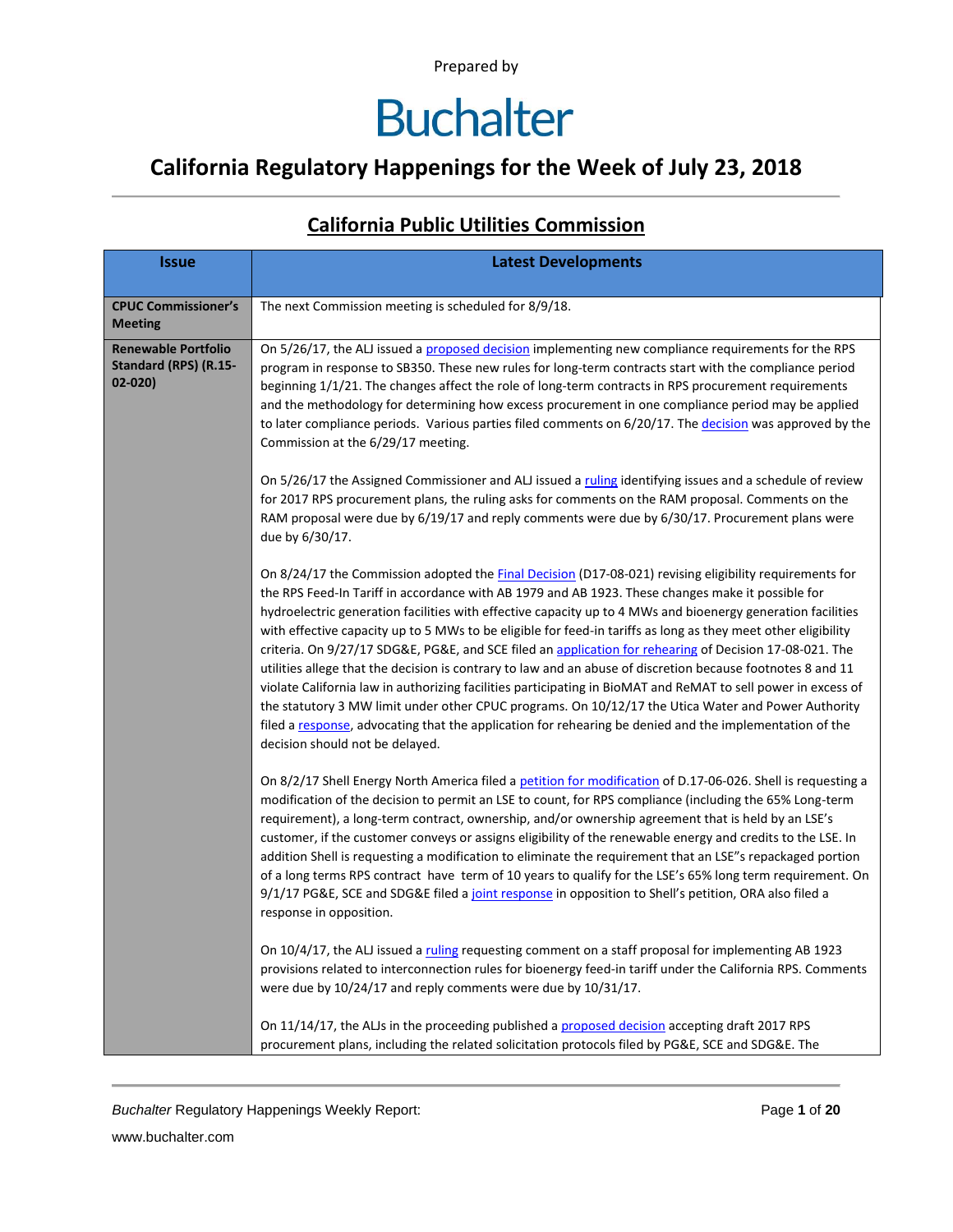Prepared by

# Buchalter

## California Regulatory Happenings for the Week of July 23, 2018

### California Public Utilities Commission

| Issue | Latest Developments |
|---|---|
| **CPUC Commissioner's Meeting** | The next Commission meeting is scheduled for 8/9/18. |
| **Renewable Portfolio Standard (RPS) (R.15-02-020)** | On 5/26/17, the ALJ issued a proposed decision implementing new compliance requirements for the RPS program in response to SB350. These new rules for long-term contracts start with the compliance period beginning 1/1/21. The changes affect the role of long-term contracts in RPS procurement requirements and the methodology for determining how excess procurement in one compliance period may be applied to later compliance periods. Various parties filed comments on 6/20/17. The decision was approved by the Commission at the 6/29/17 meeting.<br><br>On 5/26/17 the Assigned Commissioner and ALJ issued a ruling identifying issues and a schedule of review for 2017 RPS procurement plans, the ruling asks for comments on the RAM proposal. Comments on the RAM proposal were due by 6/19/17 and reply comments were due by 6/30/17. Procurement plans were due by 6/30/17.<br><br>On 8/24/17 the Commission adopted the Final Decision (D17-08-021) revising eligibility requirements for the RPS Feed-In Tariff in accordance with AB 1979 and AB 1923. These changes make it possible for hydroelectric generation facilities with effective capacity up to 4 MWs and bioenergy generation facilities with effective capacity up to 5 MWs to be eligible for feed-in tariffs as long as they meet other eligibility criteria. On 9/27/17 SDG&E, PG&E, and SCE filed an application for rehearing of Decision 17-08-021. The utilities allege that the decision is contrary to law and an abuse of discretion because footnotes 8 and 11 violate California law in authorizing facilities participating in BioMAT and ReMAT to sell power in excess of the statutory 3 MW limit under other CPUC programs. On 10/12/17 the Utica Water and Power Authority filed a response, advocating that the application for rehearing be denied and the implementation of the decision should not be delayed.<br><br>On 8/2/17 Shell Energy North America filed a petition for modification of D.17-06-026. Shell is requesting a modification of the decision to permit an LSE to count, for RPS compliance (including the 65% Long-term requirement), a long-term contract, ownership, and/or ownership agreement that is held by an LSE's customer, if the customer conveys or assigns eligibility of the renewable energy and credits to the LSE. In addition Shell is requesting a modification to eliminate the requirement that an LSE"s repackaged portion of a long terms RPS contract have term of 10 years to qualify for the LSE's 65% long term requirement. On 9/1/17 PG&E, SCE and SDG&E filed a joint response in opposition to Shell's petition, ORA also filed a response in opposition.<br><br>On 10/4/17, the ALJ issued a ruling requesting comment on a staff proposal for implementing AB 1923 provisions related to interconnection rules for bioenergy feed-in tariff under the California RPS. Comments were due by 10/24/17 and reply comments were due by 10/31/17.<br><br>On 11/14/17, the ALJs in the proceeding published a proposed decision accepting draft 2017 RPS procurement plans, including the related solicitation protocols filed by PG&E, SCE and SDG&E. The |

*Buchalter* Regulatory Happenings Weekly Report:

www.buchalter.com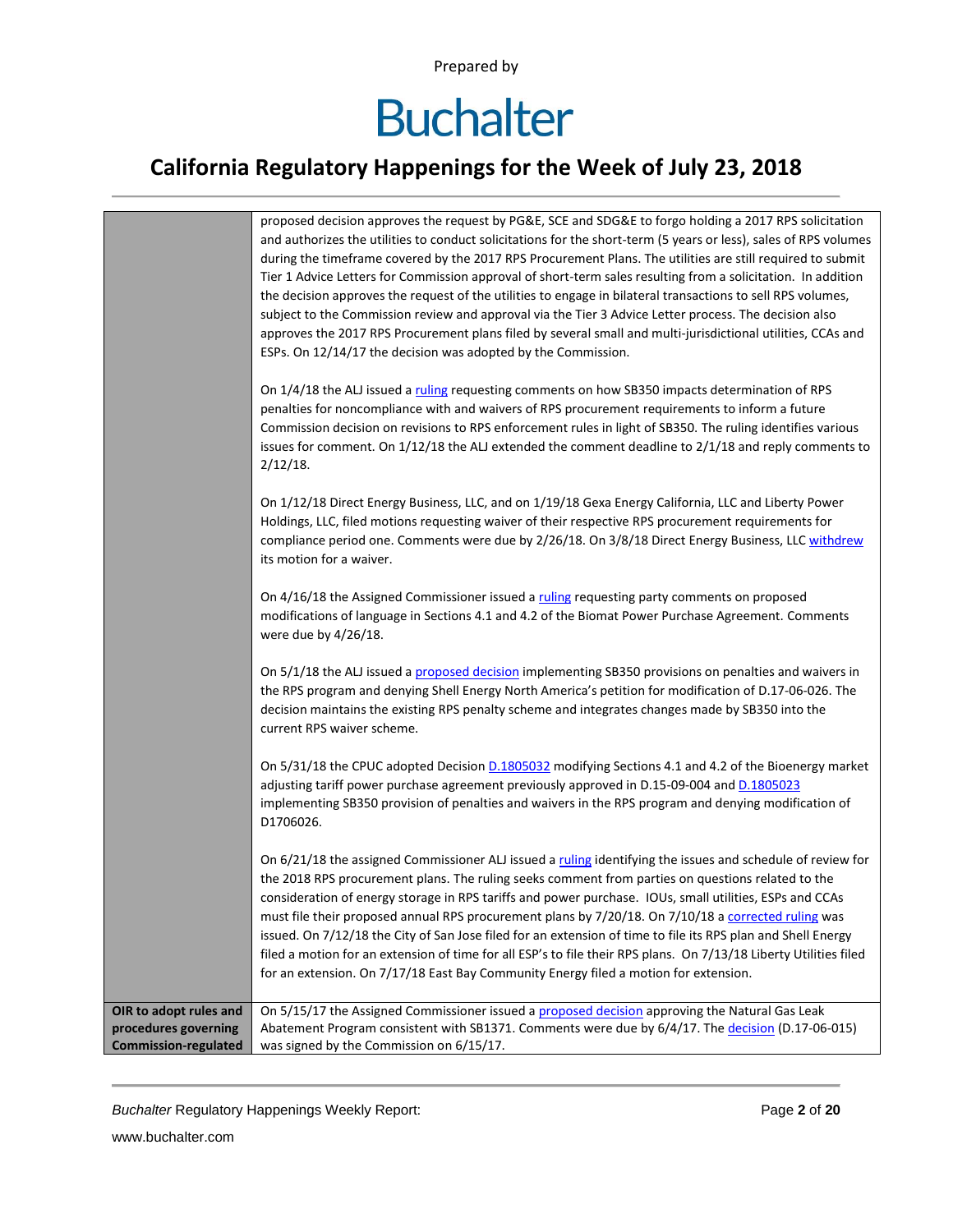| | |
|---|---|
| | proposed decision approves the request by PG&E, SCE and SDG&E to forgo holding a 2017 RPS solicitation and authorizes the utilities to conduct solicitations for the short-term (5 years or less), sales of RPS volumes during the timeframe covered by the 2017 RPS Procurement Plans. The utilities are still required to submit Tier 1 Advice Letters for Commission approval of short-term sales resulting from a solicitation. In addition the decision approves the request of the utilities to engage in bilateral transactions to sell RPS volumes, subject to the Commission review and approval via the Tier 3 Advice Letter process. The decision also approves the 2017 RPS Procurement plans filed by several small and multi-jurisdictional utilities, CCAs and ESPs. On 12/14/17 the decision was adopted by the Commission.<br><br>On 1/4/18 the ALJ issued a ruling requesting comments on how SB350 impacts determination of RPS penalties for noncompliance with and waivers of RPS procurement requirements to inform a future Commission decision on revisions to RPS enforcement rules in light of SB350. The ruling identifies various issues for comment. On 1/12/18 the ALJ extended the comment deadline to 2/1/18 and reply comments to 2/12/18.<br><br>On 1/12/18 Direct Energy Business, LLC, and on 1/19/18 Gexa Energy California, LLC and Liberty Power Holdings, LLC, filed motions requesting waiver of their respective RPS procurement requirements for compliance period one. Comments were due by 2/26/18. On 3/8/18 Direct Energy Business, LLC withdrew its motion for a waiver.<br><br>On 4/16/18 the Assigned Commissioner issued a ruling requesting party comments on proposed modifications of language in Sections 4.1 and 4.2 of the Biomat Power Purchase Agreement. Comments were due by 4/26/18.<br><br>On 5/1/18 the ALJ issued a proposed decision implementing SB350 provisions on penalties and waivers in the RPS program and denying Shell Energy North America's petition for modification of D.17-06-026. The decision maintains the existing RPS penalty scheme and integrates changes made by SB350 into the current RPS waiver scheme.<br><br>On 5/31/18 the CPUC adopted Decision D.1805032 modifying Sections 4.1 and 4.2 of the Bioenergy market adjusting tariff power purchase agreement previously approved in D.15-09-004 and D.1805023 implementing SB350 provision of penalties and waivers in the RPS program and denying modification of D1706026.<br><br>On 6/21/18 the assigned Commissioner ALJ issued a ruling identifying the issues and schedule of review for the 2018 RPS procurement plans. The ruling seeks comment from parties on questions related to the consideration of energy storage in RPS tariffs and power purchase. IOUs, small utilities, ESPs and CCAs must file their proposed annual RPS procurement plans by 7/20/18. On 7/10/18 a corrected ruling was issued. On 7/12/18 the City of San Jose filed for an extension of time to file its RPS plan and Shell Energy filed a motion for an extension of time for all ESP's to file their RPS plans. On 7/13/18 Liberty Utilities filed for an extension. On 7/17/18 East Bay Community Energy filed a motion for extension. |
| **OIR to adopt rules and procedures governing Commission-regulated** | On 5/15/17 the Assigned Commissioner issued a proposed decision approving the Natural Gas Leak Abatement Program consistent with SB1371. Comments were due by 6/4/17. The decision (D.17-06-015) was signed by the Commission on 6/15/17. |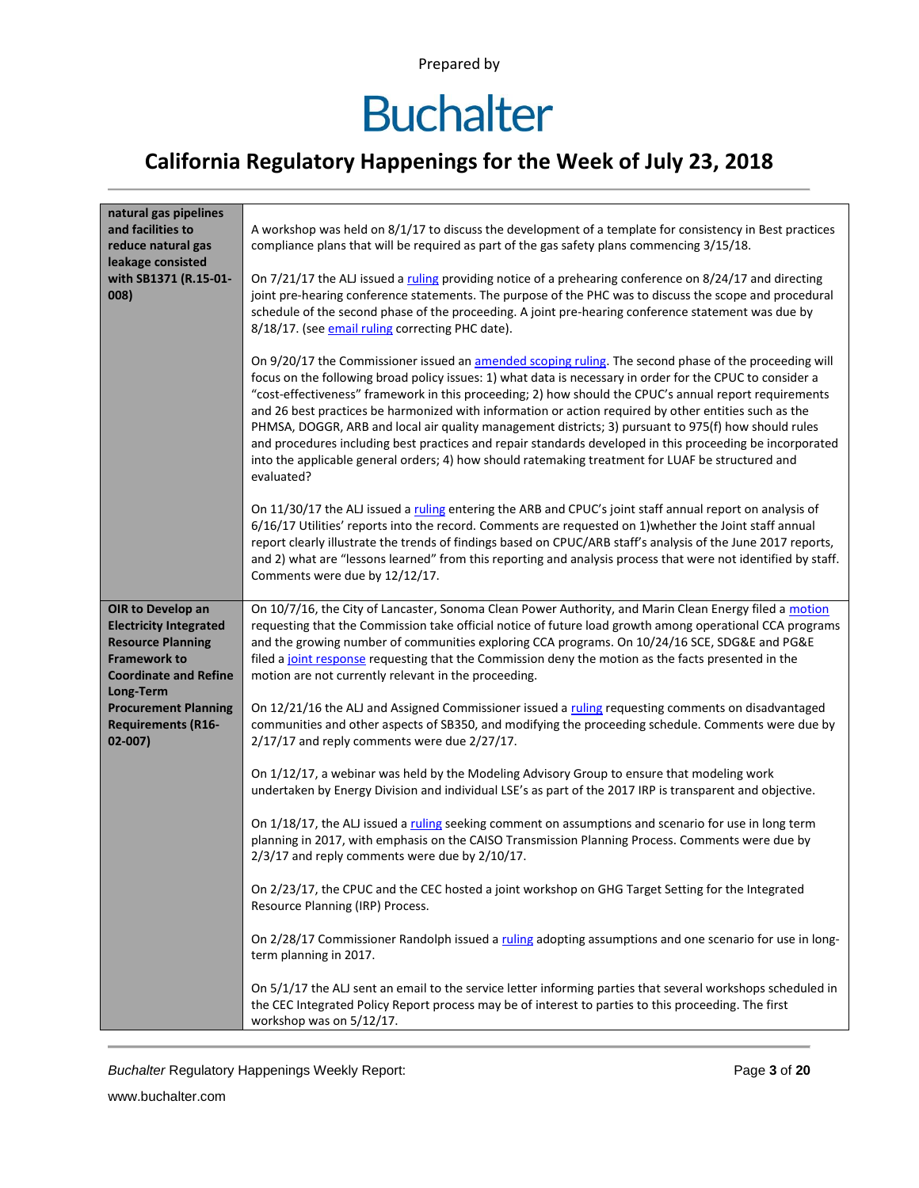| natural gas pipelines and facilities to reduce natural gas leakage consisted with SB1371 (R.15-01-008) | A workshop was held on 8/1/17 to discuss the development of a template for consistency in Best practices compliance plans that will be required as part of the gas safety plans commencing 3/15/18.<br><br>On 7/21/17 the ALJ issued a ruling providing notice of a prehearing conference on 8/24/17 and directing joint pre-hearing conference statements. The purpose of the PHC was to discuss the scope and procedural schedule of the second phase of the proceeding. A joint pre-hearing conference statement was due by 8/18/17. (see email ruling correcting PHC date).<br><br>On 9/20/17 the Commissioner issued an amended scoping ruling. The second phase of the proceeding will focus on the following broad policy issues: 1) what data is necessary in order for the CPUC to consider a "cost-effectiveness" framework in this proceeding; 2) how should the CPUC's annual report requirements and 26 best practices be harmonized with information or action required by other entities such as the PHMSA, DOGGR, ARB and local air quality management districts; 3) pursuant to 975(f) how should rules and procedures including best practices and repair standards developed in this proceeding be incorporated into the applicable general orders; 4) how should ratemaking treatment for LUAF be structured and evaluated?<br><br>On 11/30/17 the ALJ issued a ruling entering the ARB and CPUC's joint staff annual report on analysis of 6/16/17 Utilities' reports into the record. Comments are requested on 1)whether the Joint staff annual report clearly illustrate the trends of findings based on CPUC/ARB staff's analysis of the June 2017 reports, and 2) what are "lessons learned" from this reporting and analysis process that were not identified by staff. Comments were due by 12/12/17. |
|---|---|
| **OIR to Develop an Electricity Integrated Resource Planning Framework to Coordinate and Refine Long-Term Procurement Planning Requirements (R16-02-007)** | On 10/7/16, the City of Lancaster, Sonoma Clean Power Authority, and Marin Clean Energy filed a motion requesting that the Commission take official notice of future load growth among operational CCA programs and the growing number of communities exploring CCA programs. On 10/24/16 SCE, SDG&E and PG&E filed a joint response requesting that the Commission deny the motion as the facts presented in the motion are not currently relevant in the proceeding.<br><br>On 12/21/16 the ALJ and Assigned Commissioner issued a ruling requesting comments on disadvantaged communities and other aspects of SB350, and modifying the proceeding schedule. Comments were due by 2/17/17 and reply comments were due 2/27/17.<br><br>On 1/12/17, a webinar was held by the Modeling Advisory Group to ensure that modeling work undertaken by Energy Division and individual LSE's as part of the 2017 IRP is transparent and objective.<br><br>On 1/18/17, the ALJ issued a ruling seeking comment on assumptions and scenario for use in long term planning in 2017, with emphasis on the CAISO Transmission Planning Process. Comments were due by 2/3/17 and reply comments were due by 2/10/17.<br><br>On 2/23/17, the CPUC and the CEC hosted a joint workshop on GHG Target Setting for the Integrated Resource Planning (IRP) Process.<br><br>On 2/28/17 Commissioner Randolph issued a ruling adopting assumptions and one scenario for use in long-term planning in 2017.<br><br>On 5/1/17 the ALJ sent an email to the service letter informing parties that several workshops scheduled in the CEC Integrated Policy Report process may be of interest to parties to this proceeding. The first workshop was on 5/12/17. |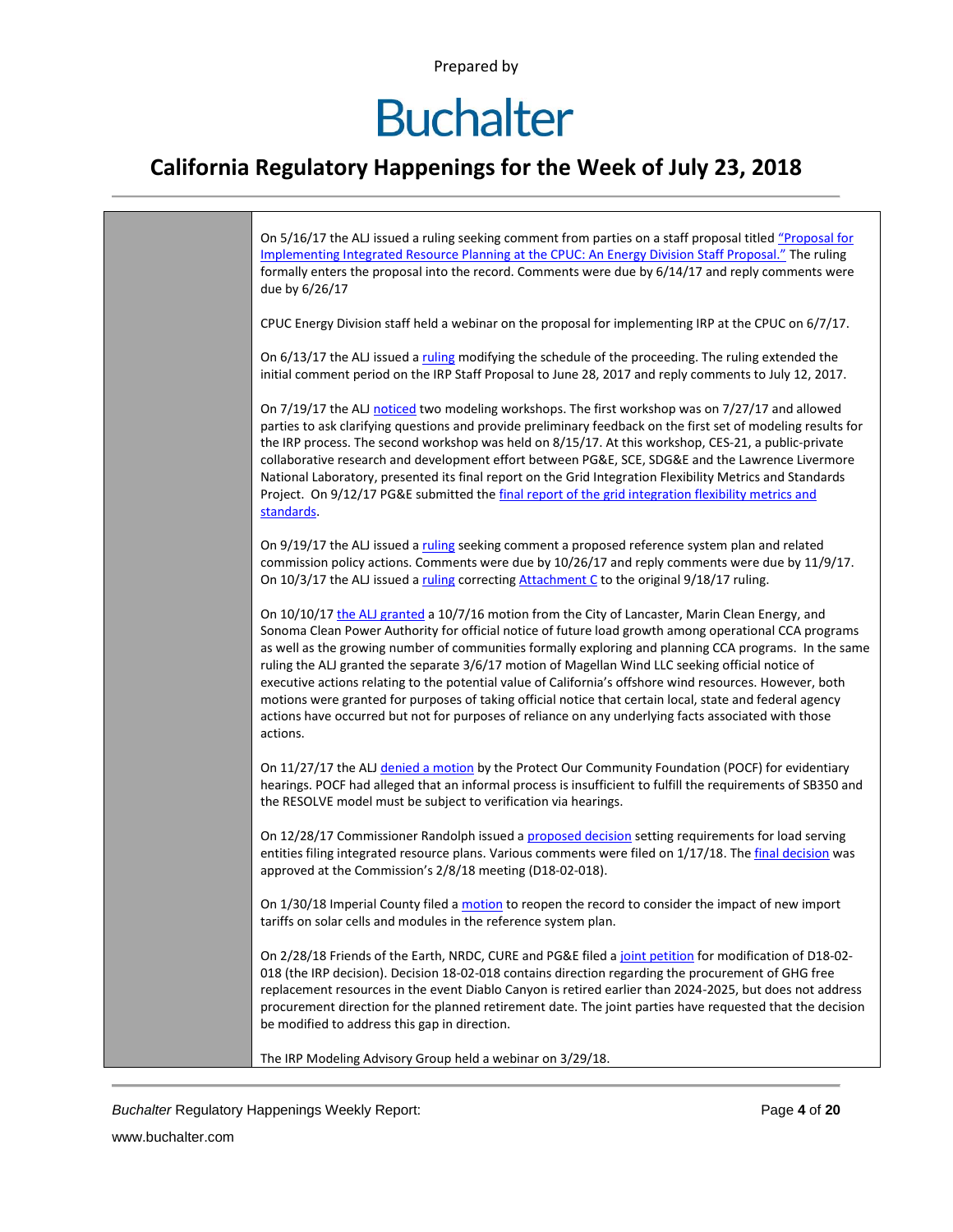On 5/16/17 the ALJ issued a ruling seeking comment from parties on a staff proposal titled "Proposal for Implementing Integrated Resource Planning at the CPUC: An Energy Division Staff Proposal." The ruling formally enters the proposal into the record. Comments were due by 6/14/17 and reply comments were due by 6/26/17

CPUC Energy Division staff held a webinar on the proposal for implementing IRP at the CPUC on 6/7/17.

On 6/13/17 the ALJ issued a ruling modifying the schedule of the proceeding. The ruling extended the initial comment period on the IRP Staff Proposal to June 28, 2017 and reply comments to July 12, 2017.

On 7/19/17 the ALJ noticed two modeling workshops. The first workshop was on 7/27/17 and allowed parties to ask clarifying questions and provide preliminary feedback on the first set of modeling results for the IRP process. The second workshop was held on 8/15/17. At this workshop, CES-21, a public-private collaborative research and development effort between PG&E, SCE, SDG&E and the Lawrence Livermore National Laboratory, presented its final report on the Grid Integration Flexibility Metrics and Standards Project. On 9/12/17 PG&E submitted the final report of the grid integration flexibility metrics and standards.

On 9/19/17 the ALJ issued a ruling seeking comment a proposed reference system plan and related commission policy actions. Comments were due by 10/26/17 and reply comments were due by 11/9/17. On 10/3/17 the ALJ issued a ruling correcting Attachment C to the original 9/18/17 ruling.

On 10/10/17 the ALJ granted a 10/7/16 motion from the City of Lancaster, Marin Clean Energy, and Sonoma Clean Power Authority for official notice of future load growth among operational CCA programs as well as the growing number of communities formally exploring and planning CCA programs. In the same ruling the ALJ granted the separate 3/6/17 motion of Magellan Wind LLC seeking official notice of executive actions relating to the potential value of California's offshore wind resources. However, both motions were granted for purposes of taking official notice that certain local, state and federal agency actions have occurred but not for purposes of reliance on any underlying facts associated with those actions.

On 11/27/17 the ALJ denied a motion by the Protect Our Community Foundation (POCF) for evidentiary hearings. POCF had alleged that an informal process is insufficient to fulfill the requirements of SB350 and the RESOLVE model must be subject to verification via hearings.

On 12/28/17 Commissioner Randolph issued a proposed decision setting requirements for load serving entities filing integrated resource plans. Various comments were filed on 1/17/18. The final decision was approved at the Commission's 2/8/18 meeting (D18-02-018).

On 1/30/18 Imperial County filed a motion to reopen the record to consider the impact of new import tariffs on solar cells and modules in the reference system plan.

On 2/28/18 Friends of the Earth, NRDC, CURE and PG&E filed a joint petition for modification of D18-02-018 (the IRP decision). Decision 18-02-018 contains direction regarding the procurement of GHG free replacement resources in the event Diablo Canyon is retired earlier than 2024-2025, but does not address procurement direction for the planned retirement date. The joint parties have requested that the decision be modified to address this gap in direction.

The IRP Modeling Advisory Group held a webinar on 3/29/18.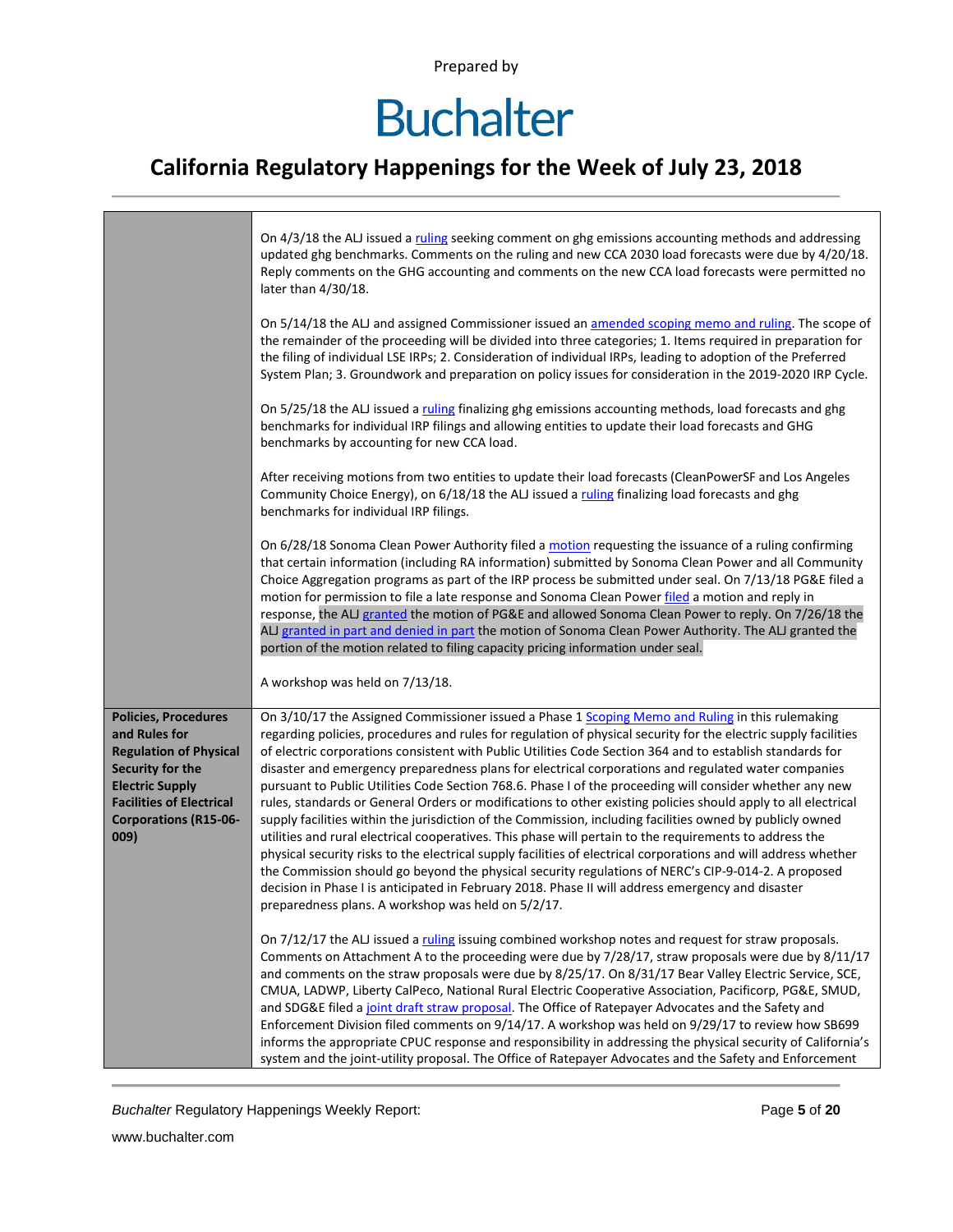| | |
|---|---|
| | On 4/3/18 the ALJ issued a ruling seeking comment on ghg emissions accounting methods and addressing updated ghg benchmarks. Comments on the ruling and new CCA 2030 load forecasts were due by 4/20/18. Reply comments on the GHG accounting and comments on the new CCA load forecasts were permitted no later than 4/30/18.<br><br>On 5/14/18 the ALJ and assigned Commissioner issued an amended scoping memo and ruling. The scope of the remainder of the proceeding will be divided into three categories; 1. Items required in preparation for the filing of individual LSE IRPs; 2. Consideration of individual IRPs, leading to adoption of the Preferred System Plan; 3. Groundwork and preparation on policy issues for consideration in the 2019-2020 IRP Cycle.<br><br>On 5/25/18 the ALJ issued a ruling finalizing ghg emissions accounting methods, load forecasts and ghg benchmarks for individual IRP filings and allowing entities to update their load forecasts and GHG benchmarks by accounting for new CCA load.<br><br>After receiving motions from two entities to update their load forecasts (CleanPowerSF and Los Angeles Community Choice Energy), on 6/18/18 the ALJ issued a ruling finalizing load forecasts and ghg benchmarks for individual IRP filings.<br><br>On 6/28/18 Sonoma Clean Power Authority filed a motion requesting the issuance of a ruling confirming that certain information (including RA information) submitted by Sonoma Clean Power and all Community Choice Aggregation programs as part of the IRP process be submitted under seal. On 7/13/18 PG&E filed a motion for permission to file a late response and Sonoma Clean Power filed a motion and reply in response, the ALJ granted the motion of PG&E and allowed Sonoma Clean Power to reply. On 7/26/18 the ALJ granted in part and denied in part the motion of Sonoma Clean Power Authority. The ALJ granted the portion of the motion related to filing capacity pricing information under seal.<br><br>A workshop was held on 7/13/18. |
| **Policies, Procedures and Rules for Regulation of Physical Security for the Electric Supply Facilities of Electrical Corporations (R15-06-009)** | On 3/10/17 the Assigned Commissioner issued a Phase 1 Scoping Memo and Ruling in this rulemaking regarding policies, procedures and rules for regulation of physical security for the electric supply facilities of electric corporations consistent with Public Utilities Code Section 364 and to establish standards for disaster and emergency preparedness plans for electrical corporations and regulated water companies pursuant to Public Utilities Code Section 768.6. Phase I of the proceeding will consider whether any new rules, standards or General Orders or modifications to other existing policies should apply to all electrical supply facilities within the jurisdiction of the Commission, including facilities owned by publicly owned utilities and rural electrical cooperatives. This phase will pertain to the requirements to address the physical security risks to the electrical supply facilities of electrical corporations and will address whether the Commission should go beyond the physical security regulations of NERC's CIP-9-014-2. A proposed decision in Phase I is anticipated in February 2018. Phase II will address emergency and disaster preparedness plans. A workshop was held on 5/2/17.<br><br>On 7/12/17 the ALJ issued a ruling issuing combined workshop notes and request for straw proposals. Comments on Attachment A to the proceeding were due by 7/28/17, straw proposals were due by 8/11/17 and comments on the straw proposals were due by 8/25/17. On 8/31/17 Bear Valley Electric Service, SCE, CMUA, LADWP, Liberty CalPeco, National Rural Electric Cooperative Association, Pacificorp, PG&E, SMUD, and SDG&E filed a joint draft straw proposal. The Office of Ratepayer Advocates and the Safety and Enforcement Division filed comments on 9/14/17. A workshop was held on 9/29/17 to review how SB699 informs the appropriate CPUC response and responsibility in addressing the physical security of California's system and the joint-utility proposal. The Office of Ratepayer Advocates and the Safety and Enforcement |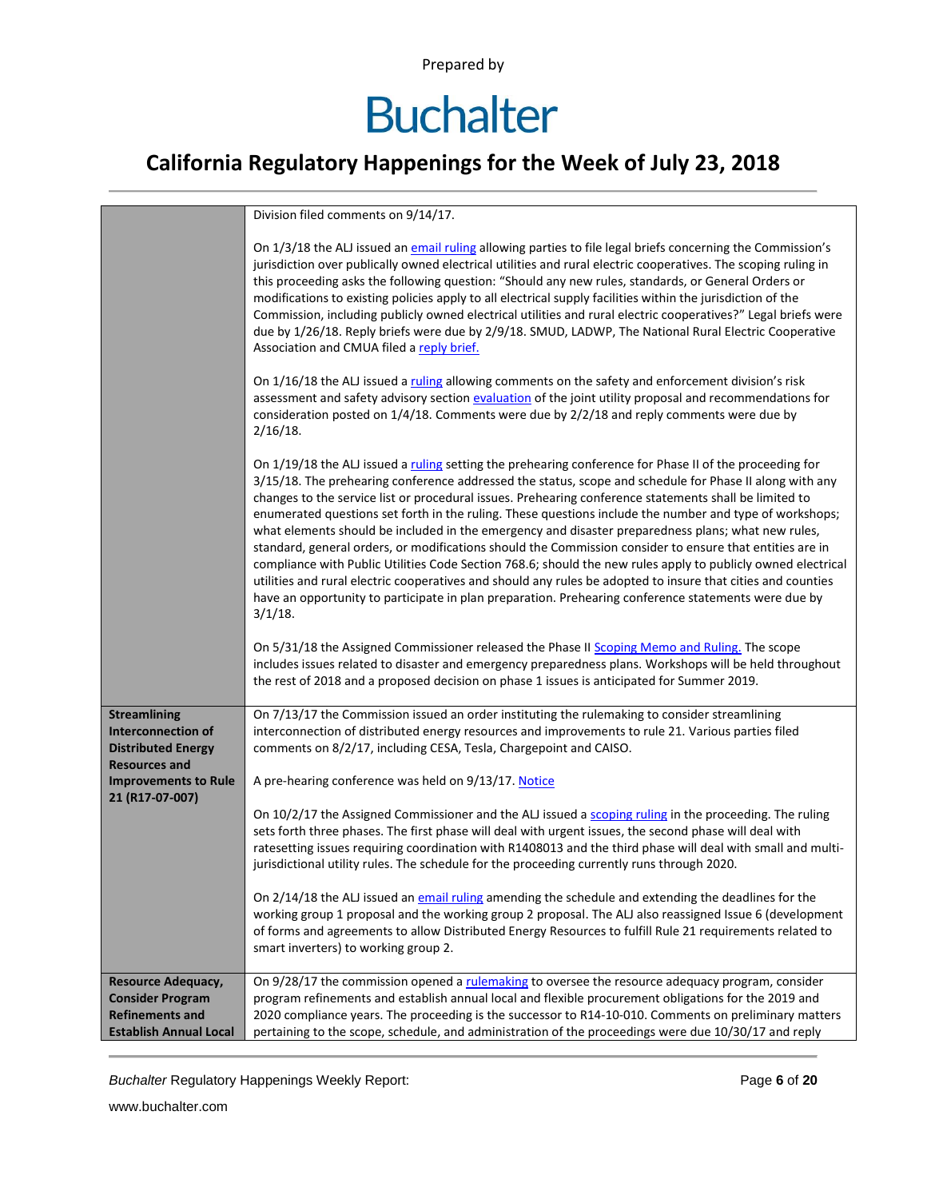| | |
|---|---|
| | Division filed comments on 9/14/17.<br><br>On 1/3/18 the ALJ issued an email ruling allowing parties to file legal briefs concerning the Commission's jurisdiction over publically owned electrical utilities and rural electric cooperatives. The scoping ruling in this proceeding asks the following question: "Should any new rules, standards, or General Orders or modifications to existing policies apply to all electrical supply facilities within the jurisdiction of the Commission, including publicly owned electrical utilities and rural electric cooperatives?" Legal briefs were due by 1/26/18. Reply briefs were due by 2/9/18. SMUD, LADWP, The National Rural Electric Cooperative Association and CMUA filed a reply brief.<br><br>On 1/16/18 the ALJ issued a ruling allowing comments on the safety and enforcement division's risk assessment and safety advisory section evaluation of the joint utility proposal and recommendations for consideration posted on 1/4/18. Comments were due by 2/2/18 and reply comments were due by 2/16/18.<br><br>On 1/19/18 the ALJ issued a ruling setting the prehearing conference for Phase II of the proceeding for 3/15/18. The prehearing conference addressed the status, scope and schedule for Phase II along with any changes to the service list or procedural issues. Prehearing conference statements shall be limited to enumerated questions set forth in the ruling. These questions include the number and type of workshops; what elements should be included in the emergency and disaster preparedness plans; what new rules, standard, general orders, or modifications should the Commission consider to ensure that entities are in compliance with Public Utilities Code Section 768.6; should the new rules apply to publicly owned electrical utilities and rural electric cooperatives and should any rules be adopted to insure that cities and counties have an opportunity to participate in plan preparation. Prehearing conference statements were due by 3/1/18.<br><br>On 5/31/18 the Assigned Commissioner released the Phase II Scoping Memo and Ruling. The scope includes issues related to disaster and emergency preparedness plans. Workshops will be held throughout the rest of 2018 and a proposed decision on phase 1 issues is anticipated for Summer 2019. |
| **Streamlining Interconnection of Distributed Energy Resources and Improvements to Rule 21 (R17-07-007)** | On 7/13/17 the Commission issued an order instituting the rulemaking to consider streamlining interconnection of distributed energy resources and improvements to rule 21. Various parties filed comments on 8/2/17, including CESA, Tesla, Chargepoint and CAISO.<br><br>A pre-hearing conference was held on 9/13/17. Notice<br><br>On 10/2/17 the Assigned Commissioner and the ALJ issued a scoping ruling in the proceeding. The ruling sets forth three phases. The first phase will deal with urgent issues, the second phase will deal with ratesetting issues requiring coordination with R1408013 and the third phase will deal with small and multi-jurisdictional utility rules. The schedule for the proceeding currently runs through 2020.<br><br>On 2/14/18 the ALJ issued an email ruling amending the schedule and extending the deadlines for the working group 1 proposal and the working group 2 proposal. The ALJ also reassigned Issue 6 (development of forms and agreements to allow Distributed Energy Resources to fulfill Rule 21 requirements related to smart inverters) to working group 2. |
| **Resource Adequacy, Consider Program Refinements and Establish Annual Local** | On 9/28/17 the commission opened a rulemaking to oversee the resource adequacy program, consider program refinements and establish annual local and flexible procurement obligations for the 2019 and 2020 compliance years. The proceeding is the successor to R14-10-010. Comments on preliminary matters pertaining to the scope, schedule, and administration of the proceedings were due 10/30/17 and reply |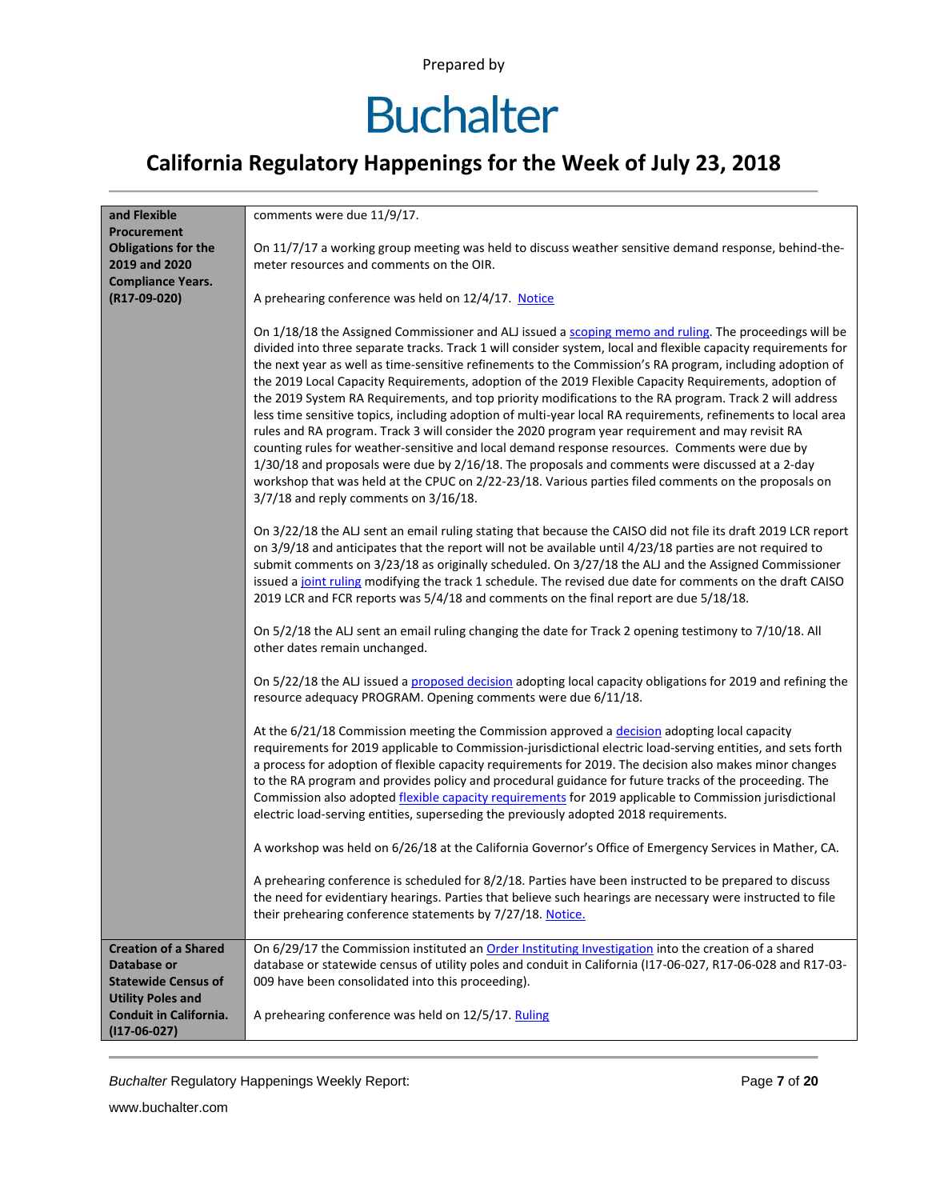| and Flexible Procurement Obligations for the 2019 and 2020 Compliance Years. (R17-09-020) | comments were due 11/9/17.<br><br>On 11/7/17 a working group meeting was held to discuss weather sensitive demand response, behind-the-meter resources and comments on the OIR.<br><br>A prehearing conference was held on 12/4/17. Notice<br><br>On 1/18/18 the Assigned Commissioner and ALJ issued a scoping memo and ruling. The proceedings will be divided into three separate tracks. Track 1 will consider system, local and flexible capacity requirements for the next year as well as time-sensitive refinements to the Commission's RA program, including adoption of the 2019 Local Capacity Requirements, adoption of the 2019 Flexible Capacity Requirements, adoption of the 2019 System RA Requirements, and top priority modifications to the RA program. Track 2 will address less time sensitive topics, including adoption of multi-year local RA requirements, refinements to local area rules and RA program. Track 3 will consider the 2020 program year requirement and may revisit RA counting rules for weather-sensitive and local demand response resources. Comments were due by 1/30/18 and proposals were due by 2/16/18. The proposals and comments were discussed at a 2-day workshop that was held at the CPUC on 2/22-23/18. Various parties filed comments on the proposals on 3/7/18 and reply comments on 3/16/18.<br><br>On 3/22/18 the ALJ sent an email ruling stating that because the CAISO did not file its draft 2019 LCR report on 3/9/18 and anticipates that the report will not be available until 4/23/18 parties are not required to submit comments on 3/23/18 as originally scheduled. On 3/27/18 the ALJ and the Assigned Commissioner issued a joint ruling modifying the track 1 schedule. The revised due date for comments on the draft CAISO 2019 LCR and FCR reports was 5/4/18 and comments on the final report are due 5/18/18.<br><br>On 5/2/18 the ALJ sent an email ruling changing the date for Track 2 opening testimony to 7/10/18. All other dates remain unchanged.<br><br>On 5/22/18 the ALJ issued a proposed decision adopting local capacity obligations for 2019 and refining the resource adequacy PROGRAM. Opening comments were due 6/11/18.<br><br>At the 6/21/18 Commission meeting the Commission approved a decision adopting local capacity requirements for 2019 applicable to Commission-jurisdictional electric load-serving entities, and sets forth a process for adoption of flexible capacity requirements for 2019. The decision also makes minor changes to the RA program and provides policy and procedural guidance for future tracks of the proceeding. The Commission also adopted flexible capacity requirements for 2019 applicable to Commission jurisdictional electric load-serving entities, superseding the previously adopted 2018 requirements.<br><br>A workshop was held on 6/26/18 at the California Governor's Office of Emergency Services in Mather, CA.<br><br>A prehearing conference is scheduled for 8/2/18. Parties have been instructed to be prepared to discuss the need for evidentiary hearings. Parties that believe such hearings are necessary were instructed to file their prehearing conference statements by 7/27/18. Notice. |
|---|---|
| **Creation of a Shared Database or Statewide Census of Utility Poles and Conduit in California. (I17-06-027)** | On 6/29/17 the Commission instituted an Order Instituting Investigation into the creation of a shared database or statewide census of utility poles and conduit in California (I17-06-027, R17-06-028 and R17-03-009 have been consolidated into this proceeding).<br><br>A prehearing conference was held on 12/5/17. Ruling |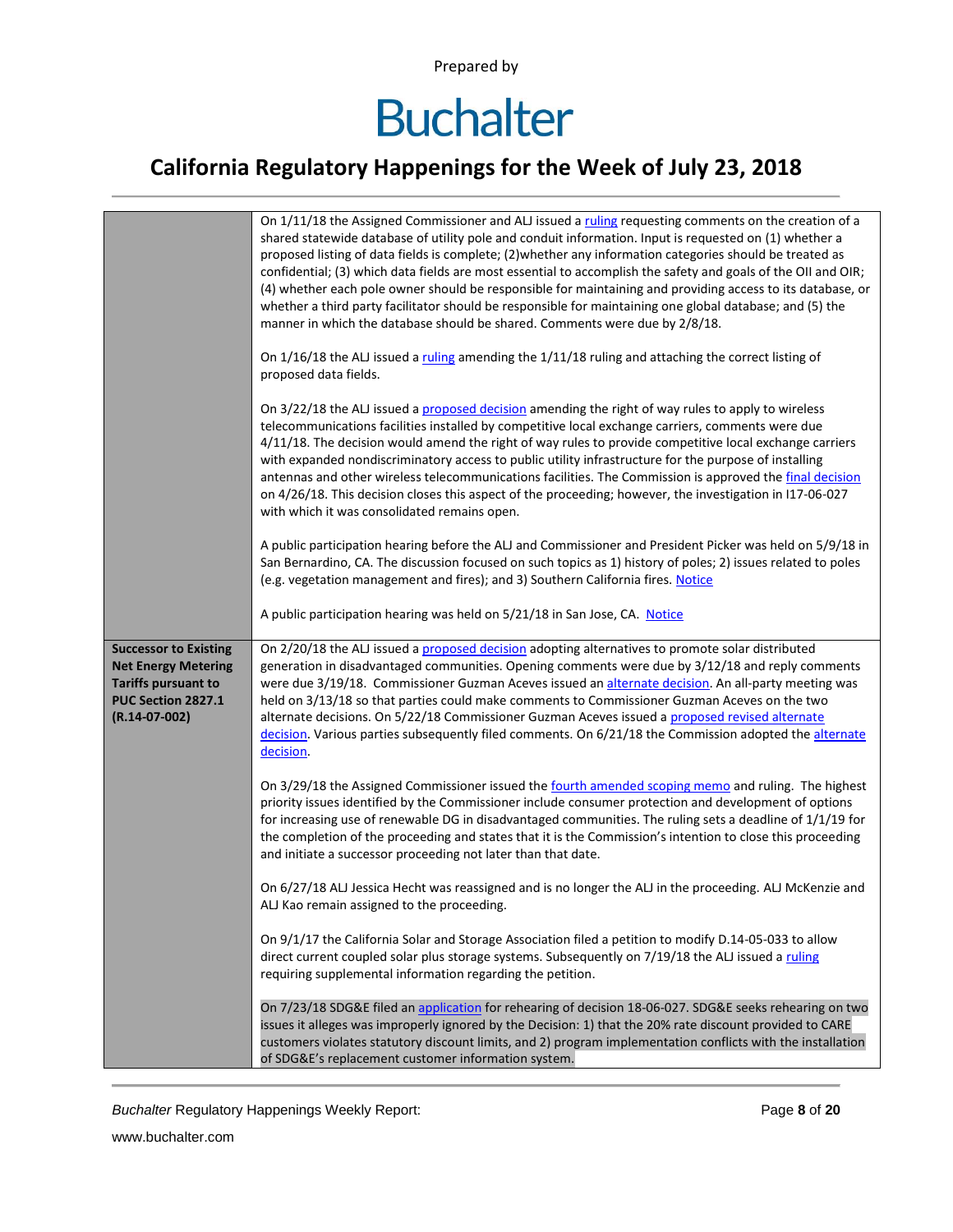| | |
|---|---|
| | On 1/11/18 the Assigned Commissioner and ALJ issued a ruling requesting comments on the creation of a shared statewide database of utility pole and conduit information. Input is requested on (1) whether a proposed listing of data fields is complete; (2)whether any information categories should be treated as confidential; (3) which data fields are most essential to accomplish the safety and goals of the OII and OIR; (4) whether each pole owner should be responsible for maintaining and providing access to its database, or whether a third party facilitator should be responsible for maintaining one global database; and (5) the manner in which the database should be shared. Comments were due by 2/8/18.<br><br>On 1/16/18 the ALJ issued a ruling amending the 1/11/18 ruling and attaching the correct listing of proposed data fields.<br><br>On 3/22/18 the ALJ issued a proposed decision amending the right of way rules to apply to wireless telecommunications facilities installed by competitive local exchange carriers, comments were due 4/11/18. The decision would amend the right of way rules to provide competitive local exchange carriers with expanded nondiscriminatory access to public utility infrastructure for the purpose of installing antennas and other wireless telecommunications facilities. The Commission is approved the final decision on 4/26/18. This decision closes this aspect of the proceeding; however, the investigation in I17-06-027 with which it was consolidated remains open.<br><br>A public participation hearing before the ALJ and Commissioner and President Picker was held on 5/9/18 in San Bernardino, CA. The discussion focused on such topics as 1) history of poles; 2) issues related to poles (e.g. vegetation management and fires); and 3) Southern California fires. Notice<br><br>A public participation hearing was held on 5/21/18 in San Jose, CA. Notice |
| **Successor to Existing Net Energy Metering Tariffs pursuant to PUC Section 2827.1 (R.14-07-002)** | On 2/20/18 the ALJ issued a proposed decision adopting alternatives to promote solar distributed generation in disadvantaged communities. Opening comments were due by 3/12/18 and reply comments were due 3/19/18. Commissioner Guzman Aceves issued an alternate decision. An all-party meeting was held on 3/13/18 so that parties could make comments to Commissioner Guzman Aceves on the two alternate decisions. On 5/22/18 Commissioner Guzman Aceves issued a proposed revised alternate decision. Various parties subsequently filed comments. On 6/21/18 the Commission adopted the alternate decision.<br><br>On 3/29/18 the Assigned Commissioner issued the fourth amended scoping memo and ruling. The highest priority issues identified by the Commissioner include consumer protection and development of options for increasing use of renewable DG in disadvantaged communities. The ruling sets a deadline of 1/1/19 for the completion of the proceeding and states that it is the Commission's intention to close this proceeding and initiate a successor proceeding not later than that date.<br><br>On 6/27/18 ALJ Jessica Hecht was reassigned and is no longer the ALJ in the proceeding. ALJ McKenzie and ALJ Kao remain assigned to the proceeding.<br><br>On 9/1/17 the California Solar and Storage Association filed a petition to modify D.14-05-033 to allow direct current coupled solar plus storage systems. Subsequently on 7/19/18 the ALJ issued a ruling requiring supplemental information regarding the petition.<br><br>On 7/23/18 SDG&E filed an application for rehearing of decision 18-06-027. SDG&E seeks rehearing on two issues it alleges was improperly ignored by the Decision: 1) that the 20% rate discount provided to CARE customers violates statutory discount limits, and 2) program implementation conflicts with the installation of SDG&E's replacement customer information system. |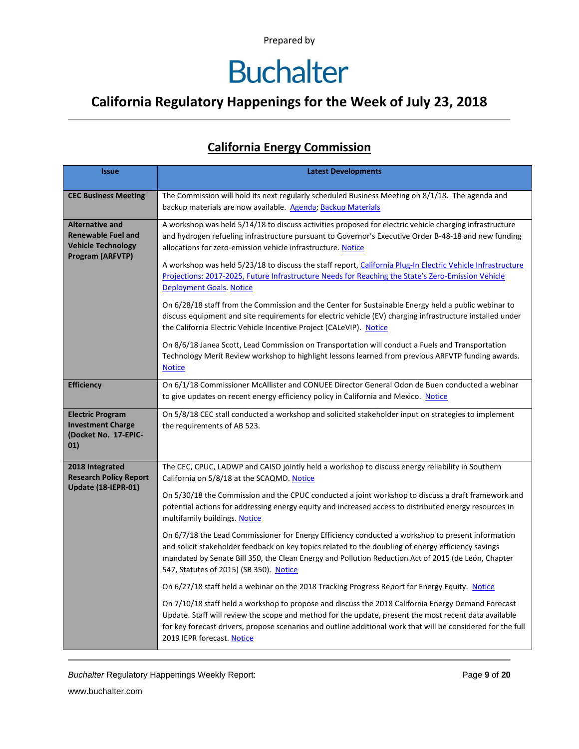Prepared by

# Buchalter

## California Regulatory Happenings for the Week of July 23, 2018

### California Energy Commission

| Issue | Latest Developments |
|---|---|
| **CEC Business Meeting** | The Commission will hold its next regularly scheduled Business Meeting on 8/1/18. The agenda and backup materials are now available. Agenda; Backup Materials |
| **Alternative and Renewable Fuel and Vehicle Technology Program (ARFVTP)** | A workshop was held 5/14/18 to discuss activities proposed for electric vehicle charging infrastructure and hydrogen refueling infrastructure pursuant to Governor's Executive Order B-48-18 and new funding allocations for zero-emission vehicle infrastructure. Notice<br><br>A workshop was held 5/23/18 to discuss the staff report, California Plug-In Electric Vehicle Infrastructure Projections: 2017-2025, Future Infrastructure Needs for Reaching the State's Zero-Emission Vehicle Deployment Goals. Notice<br><br>On 6/28/18 staff from the Commission and the Center for Sustainable Energy held a public webinar to discuss equipment and site requirements for electric vehicle (EV) charging infrastructure installed under the California Electric Vehicle Incentive Project (CALeVIP). Notice<br><br>On 8/6/18 Janea Scott, Lead Commission on Transportation will conduct a Fuels and Transportation Technology Merit Review workshop to highlight lessons learned from previous ARFVTP funding awards. Notice |
| **Efficiency** | On 6/1/18 Commissioner McAllister and CONUEE Director General Odon de Buen conducted a webinar to give updates on recent energy efficiency policy in California and Mexico. Notice |
| **Electric Program Investment Charge (Docket No. 17-EPIC-01)** | On 5/8/18 CEC stall conducted a workshop and solicited stakeholder input on strategies to implement the requirements of AB 523. |
| **2018 Integrated Research Policy Report Update (18-IEPR-01)** | The CEC, CPUC, LADWP and CAISO jointly held a workshop to discuss energy reliability in Southern California on 5/8/18 at the SCAQMD. Notice<br><br>On 5/30/18 the Commission and the CPUC conducted a joint workshop to discuss a draft framework and potential actions for addressing energy equity and increased access to distributed energy resources in multifamily buildings. Notice<br><br>On 6/7/18 the Lead Commissioner for Energy Efficiency conducted a workshop to present information and solicit stakeholder feedback on key topics related to the doubling of energy efficiency savings mandated by Senate Bill 350, the Clean Energy and Pollution Reduction Act of 2015 (de León, Chapter 547, Statutes of 2015) (SB 350). Notice<br><br>On 6/27/18 staff held a webinar on the 2018 Tracking Progress Report for Energy Equity. Notice<br><br>On 7/10/18 staff held a workshop to propose and discuss the 2018 California Energy Demand Forecast Update. Staff will review the scope and method for the update, present the most recent data available for key forecast drivers, propose scenarios and outline additional work that will be considered for the full 2019 IEPR forecast. Notice |

*Buchalter* Regulatory Happenings Weekly Report:

www.buchalter.com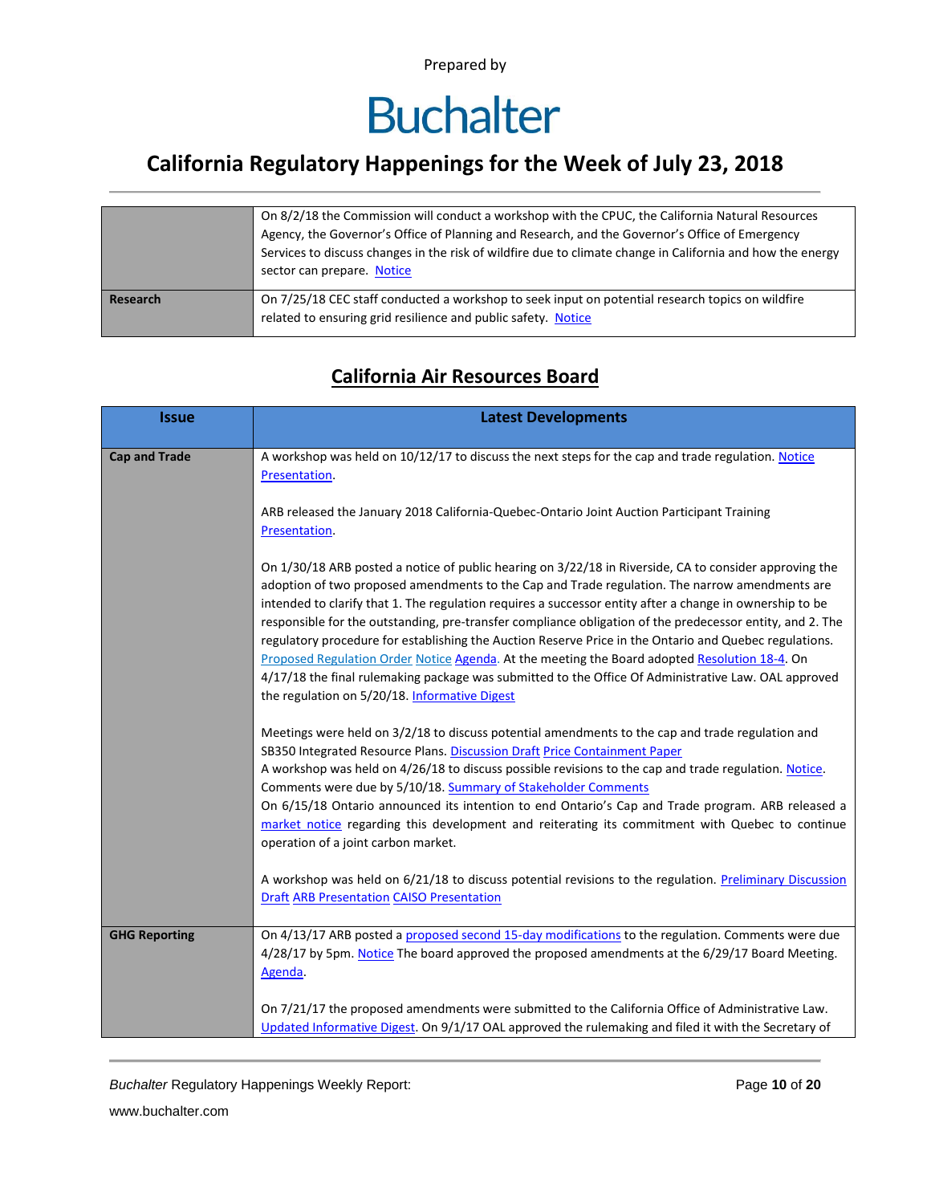| | |
|---|---|
| | On 8/2/18 the Commission will conduct a workshop with the CPUC, the California Natural Resources Agency, the Governor's Office of Planning and Research, and the Governor's Office of Emergency Services to discuss changes in the risk of wildfire due to climate change in California and how the energy sector can prepare. Notice |
| **Research** | On 7/25/18 CEC staff conducted a workshop to seek input on potential research topics on wildfire related to ensuring grid resilience and public safety. Notice |

## California Air Resources Board

| Issue | Latest Developments |
|---|---|
| **Cap and Trade** | A workshop was held on 10/12/17 to discuss the next steps for the cap and trade regulation. Notice Presentation.<br><br>ARB released the January 2018 California-Quebec-Ontario Joint Auction Participant Training Presentation.<br><br>On 1/30/18 ARB posted a notice of public hearing on 3/22/18 in Riverside, CA to consider approving the adoption of two proposed amendments to the Cap and Trade regulation. The narrow amendments are intended to clarify that 1. The regulation requires a successor entity after a change in ownership to be responsible for the outstanding, pre-transfer compliance obligation of the predecessor entity, and 2. The regulatory procedure for establishing the Auction Reserve Price in the Ontario and Quebec regulations. Proposed Regulation Order Notice Agenda. At the meeting the Board adopted Resolution 18-4. On 4/17/18 the final rulemaking package was submitted to the Office Of Administrative Law. OAL approved the regulation on 5/20/18. Informative Digest<br><br>Meetings were held on 3/2/18 to discuss potential amendments to the cap and trade regulation and SB350 Integrated Resource Plans. Discussion Draft Price Containment Paper<br>A workshop was held on 4/26/18 to discuss possible revisions to the cap and trade regulation. Notice. Comments were due by 5/10/18. Summary of Stakeholder Comments<br>On 6/15/18 Ontario announced its intention to end Ontario's Cap and Trade program. ARB released a market notice regarding this development and reiterating its commitment with Quebec to continue operation of a joint carbon market.<br><br>A workshop was held on 6/21/18 to discuss potential revisions to the regulation. Preliminary Discussion Draft ARB Presentation CAISO Presentation |
| **GHG Reporting** | On 4/13/17 ARB posted a proposed second 15-day modifications to the regulation. Comments were due 4/28/17 by 5pm. Notice The board approved the proposed amendments at the 6/29/17 Board Meeting. Agenda.<br><br>On 7/21/17 the proposed amendments were submitted to the California Office of Administrative Law. Updated Informative Digest. On 9/1/17 OAL approved the rulemaking and filed it with the Secretary of |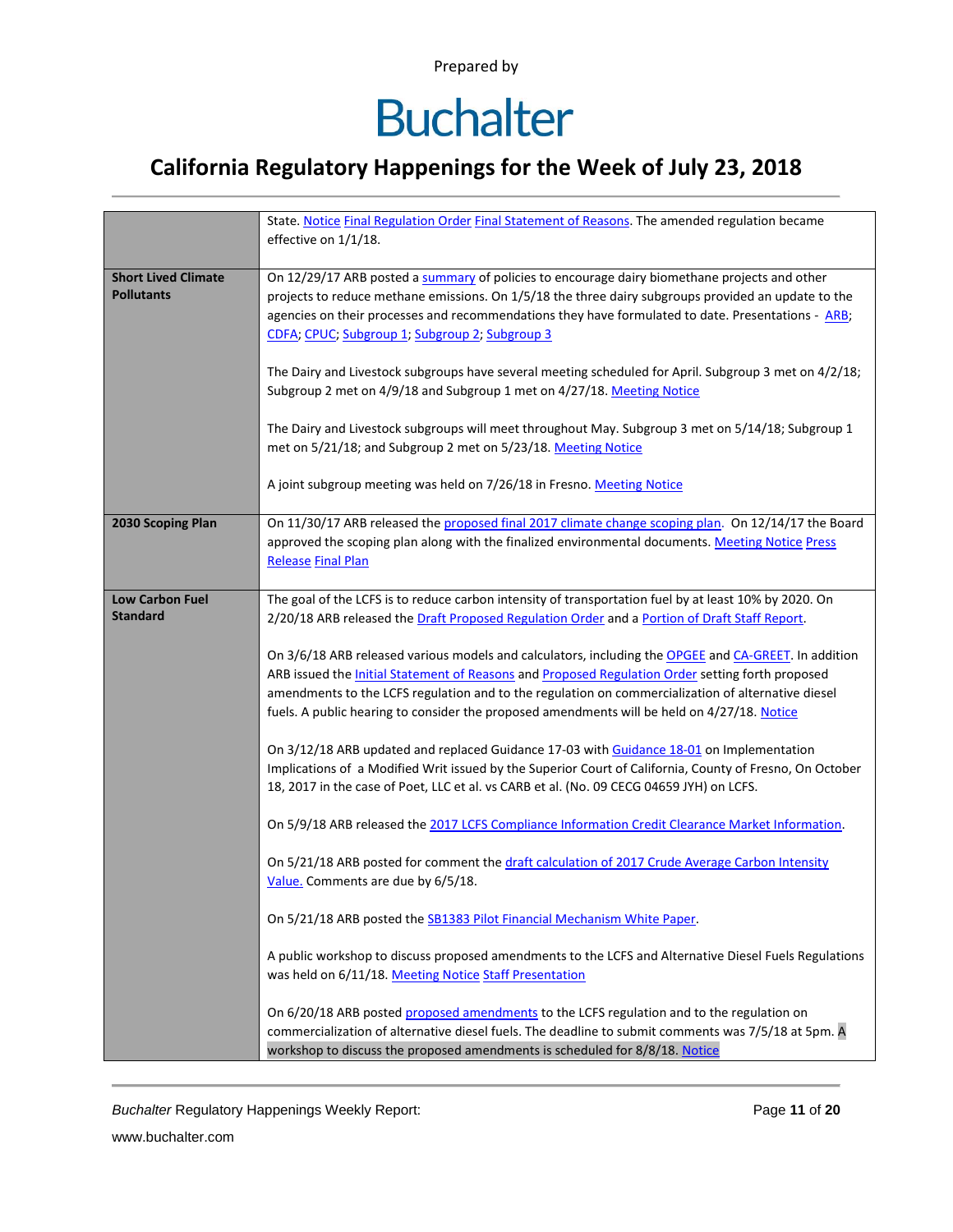| | |
|---|---|
| | State. Notice Final Regulation Order Final Statement of Reasons. The amended regulation became effective on 1/1/18. |
| **Short Lived Climate Pollutants** | On 12/29/17 ARB posted a summary of policies to encourage dairy biomethane projects and other projects to reduce methane emissions. On 1/5/18 the three dairy subgroups provided an update to the agencies on their processes and recommendations they have formulated to date. Presentations - ARB; CDFA; CPUC; Subgroup 1; Subgroup 2; Subgroup 3<br><br>The Dairy and Livestock subgroups have several meeting scheduled for April. Subgroup 3 met on 4/2/18; Subgroup 2 met on 4/9/18 and Subgroup 1 met on 4/27/18. Meeting Notice<br><br>The Dairy and Livestock subgroups will meet throughout May. Subgroup 3 met on 5/14/18; Subgroup 1 met on 5/21/18; and Subgroup 2 met on 5/23/18. Meeting Notice<br><br>A joint subgroup meeting was held on 7/26/18 in Fresno. Meeting Notice |
| **2030 Scoping Plan** | On 11/30/17 ARB released the proposed final 2017 climate change scoping plan. On 12/14/17 the Board approved the scoping plan along with the finalized environmental documents. Meeting Notice Press Release Final Plan |
| **Low Carbon Fuel Standard** | The goal of the LCFS is to reduce carbon intensity of transportation fuel by at least 10% by 2020. On 2/20/18 ARB released the Draft Proposed Regulation Order and a Portion of Draft Staff Report.<br><br>On 3/6/18 ARB released various models and calculators, including the OPGEE and CA-GREET. In addition ARB issued the Initial Statement of Reasons and Proposed Regulation Order setting forth proposed amendments to the LCFS regulation and to the regulation on commercialization of alternative diesel fuels. A public hearing to consider the proposed amendments will be held on 4/27/18. Notice<br><br>On 3/12/18 ARB updated and replaced Guidance 17-03 with Guidance 18-01 on Implementation Implications of a Modified Writ issued by the Superior Court of California, County of Fresno, On October 18, 2017 in the case of Poet, LLC et al. vs CARB et al. (No. 09 CECG 04659 JYH) on LCFS.<br><br>On 5/9/18 ARB released the 2017 LCFS Compliance Information Credit Clearance Market Information.<br><br>On 5/21/18 ARB posted for comment the draft calculation of 2017 Crude Average Carbon Intensity Value. Comments are due by 6/5/18.<br><br>On 5/21/18 ARB posted the SB1383 Pilot Financial Mechanism White Paper.<br><br>A public workshop to discuss proposed amendments to the LCFS and Alternative Diesel Fuels Regulations was held on 6/11/18. Meeting Notice Staff Presentation<br><br>On 6/20/18 ARB posted proposed amendments to the LCFS regulation and to the regulation on commercialization of alternative diesel fuels. The deadline to submit comments was 7/5/18 at 5pm. A workshop to discuss the proposed amendments is scheduled for 8/8/18. Notice |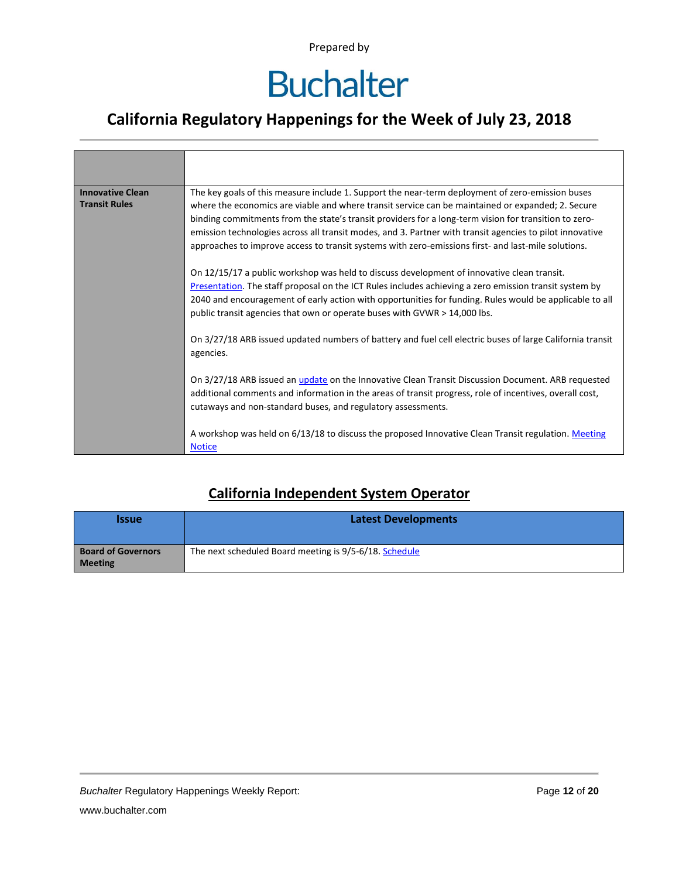|  |  |
|---|---|
| **Innovative Clean Transit Rules** | The key goals of this measure include 1. Support the near-term deployment of zero-emission buses where the economics are viable and where transit service can be maintained or expanded; 2. Secure binding commitments from the state's transit providers for a long-term vision for transition to zero-emission technologies across all transit modes, and 3. Partner with transit agencies to pilot innovative approaches to improve access to transit systems with zero-emissions first- and last-mile solutions.<br><br>On 12/15/17 a public workshop was held to discuss development of innovative clean transit. Presentation. The staff proposal on the ICT Rules includes achieving a zero emission transit system by 2040 and encouragement of early action with opportunities for funding. Rules would be applicable to all public transit agencies that own or operate buses with GVWR > 14,000 lbs.<br><br>On 3/27/18 ARB issued updated numbers of battery and fuel cell electric buses of large California transit agencies.<br><br>On 3/27/18 ARB issued an update on the Innovative Clean Transit Discussion Document. ARB requested additional comments and information in the areas of transit progress, role of incentives, overall cost, cutaways and non-standard buses, and regulatory assessments.<br><br>A workshop was held on 6/13/18 to discuss the proposed Innovative Clean Transit regulation. Meeting Notice |

## California Independent System Operator

| Issue | Latest Developments |
|---|---|
| **Board of Governors Meeting** | The next scheduled Board meeting is 9/5-6/18. Schedule |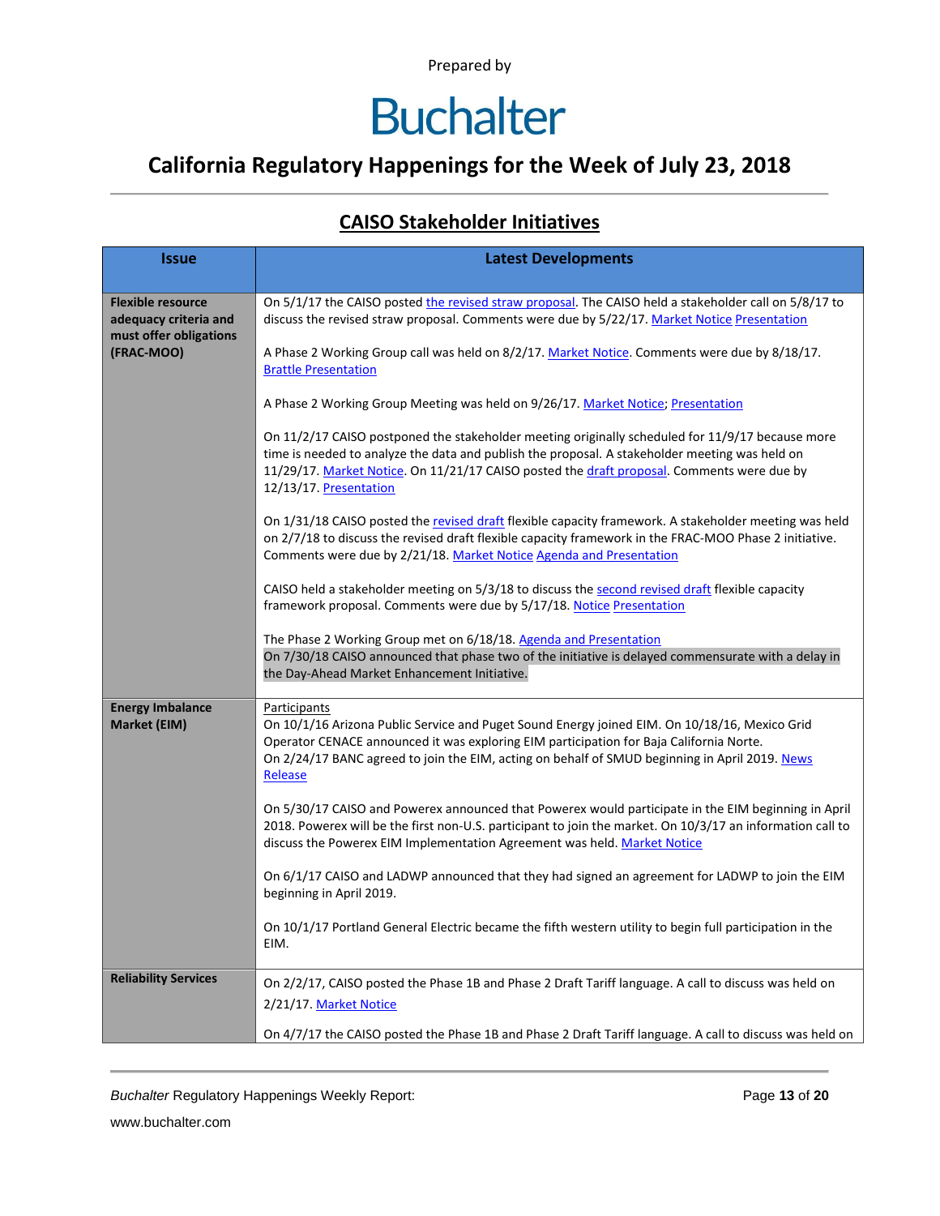Prepared by

# Buchalter

## California Regulatory Happenings for the Week of July 23, 2018

## CAISO Stakeholder Initiatives

| Issue | Latest Developments |
|---|---|
| **Flexible resource adequacy criteria and must offer obligations (FRAC-MOO)** | On 5/1/17 the CAISO posted the revised straw proposal. The CAISO held a stakeholder call on 5/8/17 to discuss the revised straw proposal. Comments were due by 5/22/17. Market Notice Presentation<br><br>A Phase 2 Working Group call was held on 8/2/17. Market Notice. Comments were due by 8/18/17. Brattle Presentation<br><br>A Phase 2 Working Group Meeting was held on 9/26/17. Market Notice; Presentation<br><br>On 11/2/17 CAISO postponed the stakeholder meeting originally scheduled for 11/9/17 because more time is needed to analyze the data and publish the proposal. A stakeholder meeting was held on 11/29/17. Market Notice. On 11/21/17 CAISO posted the draft proposal. Comments were due by 12/13/17. Presentation<br><br>On 1/31/18 CAISO posted the revised draft flexible capacity framework. A stakeholder meeting was held on 2/7/18 to discuss the revised draft flexible capacity framework in the FRAC-MOO Phase 2 initiative. Comments were due by 2/21/18. Market Notice Agenda and Presentation<br><br>CAISO held a stakeholder meeting on 5/3/18 to discuss the second revised draft flexible capacity framework proposal. Comments were due by 5/17/18. Notice Presentation<br><br>The Phase 2 Working Group met on 6/18/18. Agenda and Presentation<br>On 7/30/18 CAISO announced that phase two of the initiative is delayed commensurate with a delay in the Day-Ahead Market Enhancement Initiative. |
| **Energy Imbalance Market (EIM)** | Participants<br>On 10/1/16 Arizona Public Service and Puget Sound Energy joined EIM. On 10/18/16, Mexico Grid Operator CENACE announced it was exploring EIM participation for Baja California Norte.<br>On 2/24/17 BANC agreed to join the EIM, acting on behalf of SMUD beginning in April 2019. News Release<br><br>On 5/30/17 CAISO and Powerex announced that Powerex would participate in the EIM beginning in April 2018. Powerex will be the first non-U.S. participant to join the market. On 10/3/17 an information call to discuss the Powerex EIM Implementation Agreement was held. Market Notice<br><br>On 6/1/17 CAISO and LADWP announced that they had signed an agreement for LADWP to join the EIM beginning in April 2019.<br><br>On 10/1/17 Portland General Electric became the fifth western utility to begin full participation in the EIM. |
| **Reliability Services** | On 2/2/17, CAISO posted the Phase 1B and Phase 2 Draft Tariff language. A call to discuss was held on 2/21/17. Market Notice<br><br>On 4/7/17 the CAISO posted the Phase 1B and Phase 2 Draft Tariff language. A call to discuss was held on |

*Buchalter* Regulatory Happenings Weekly Report:

www.buchalter.com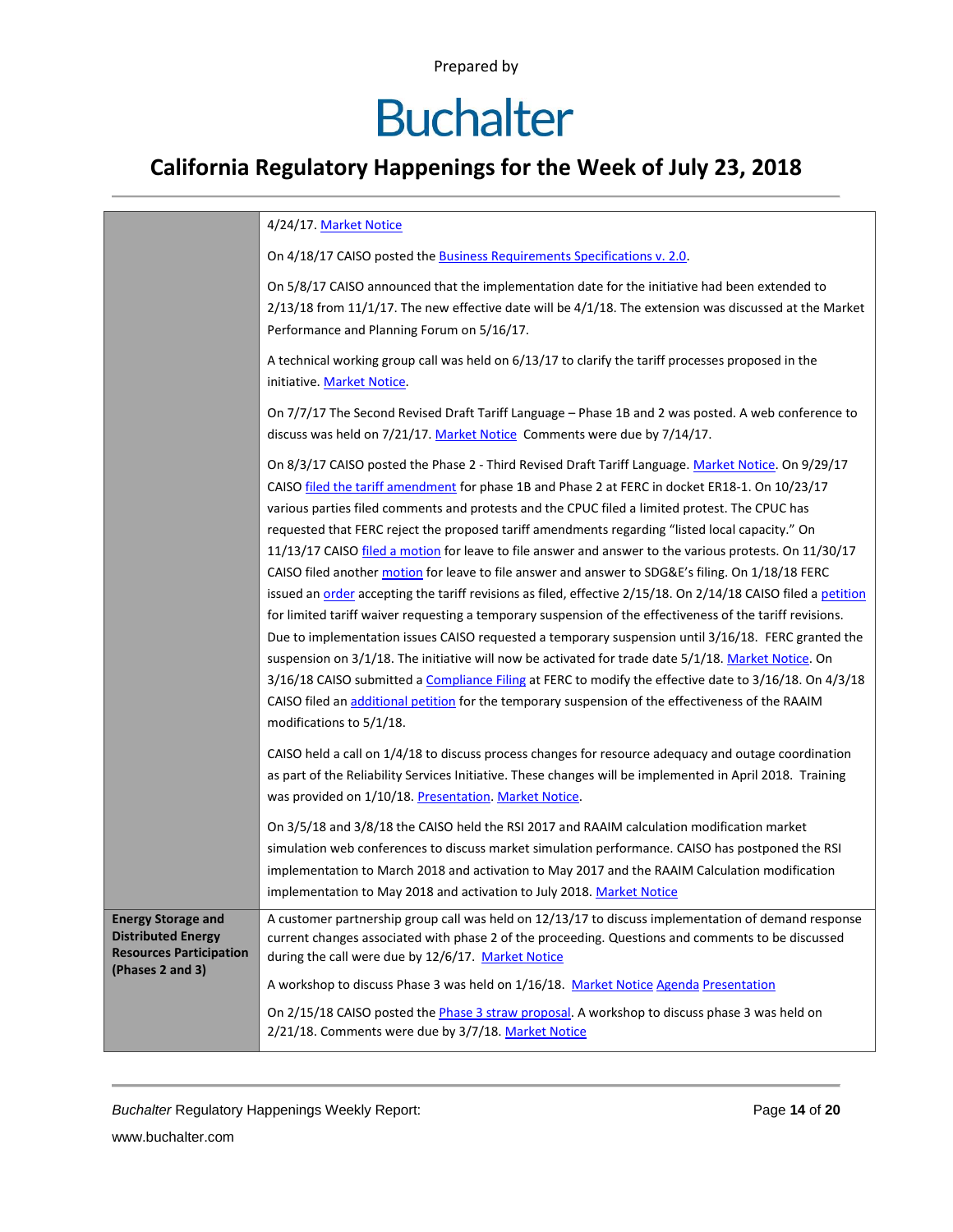| | |
|---|---|
| | 4/24/17. Market Notice<br><br>On 4/18/17 CAISO posted the Business Requirements Specifications v. 2.0.<br><br>On 5/8/17 CAISO announced that the implementation date for the initiative had been extended to 2/13/18 from 11/1/17. The new effective date will be 4/1/18. The extension was discussed at the Market Performance and Planning Forum on 5/16/17.<br><br>A technical working group call was held on 6/13/17 to clarify the tariff processes proposed in the initiative. Market Notice.<br><br>On 7/7/17 The Second Revised Draft Tariff Language – Phase 1B and 2 was posted. A web conference to discuss was held on 7/21/17. Market Notice Comments were due by 7/14/17.<br><br>On 8/3/17 CAISO posted the Phase 2 - Third Revised Draft Tariff Language. Market Notice. On 9/29/17 CAISO filed the tariff amendment for phase 1B and Phase 2 at FERC in docket ER18-1. On 10/23/17 various parties filed comments and protests and the CPUC filed a limited protest. The CPUC has requested that FERC reject the proposed tariff amendments regarding "listed local capacity." On 11/13/17 CAISO filed a motion for leave to file answer and answer to the various protests. On 11/30/17 CAISO filed another motion for leave to file answer and answer to SDG&E's filing. On 1/18/18 FERC issued an order accepting the tariff revisions as filed, effective 2/15/18. On 2/14/18 CAISO filed a petition for limited tariff waiver requesting a temporary suspension of the effectiveness of the tariff revisions. Due to implementation issues CAISO requested a temporary suspension until 3/16/18. FERC granted the suspension on 3/1/18. The initiative will now be activated for trade date 5/1/18. Market Notice. On 3/16/18 CAISO submitted a Compliance Filing at FERC to modify the effective date to 3/16/18. On 4/3/18 CAISO filed an additional petition for the temporary suspension of the effectiveness of the RAAIM modifications to 5/1/18.<br><br>CAISO held a call on 1/4/18 to discuss process changes for resource adequacy and outage coordination as part of the Reliability Services Initiative. These changes will be implemented in April 2018. Training was provided on 1/10/18. Presentation. Market Notice.<br><br>On 3/5/18 and 3/8/18 the CAISO held the RSI 2017 and RAAIM calculation modification market simulation web conferences to discuss market simulation performance. CAISO has postponed the RSI implementation to March 2018 and activation to May 2017 and the RAAIM Calculation modification implementation to May 2018 and activation to July 2018. Market Notice |
| **Energy Storage and Distributed Energy Resources Participation (Phases 2 and 3)** | A customer partnership group call was held on 12/13/17 to discuss implementation of demand response current changes associated with phase 2 of the proceeding. Questions and comments to be discussed during the call were due by 12/6/17. Market Notice<br><br>A workshop to discuss Phase 3 was held on 1/16/18. Market Notice Agenda Presentation<br><br>On 2/15/18 CAISO posted the Phase 3 straw proposal. A workshop to discuss phase 3 was held on 2/21/18. Comments were due by 3/7/18. Market Notice |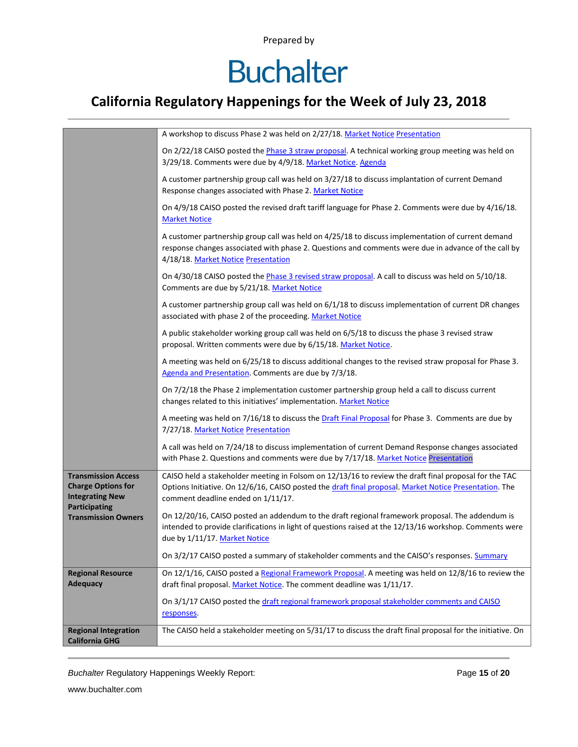| | |
|---|---|
| | A workshop to discuss Phase 2 was held on 2/27/18. Market Notice Presentation<br><br>On 2/22/18 CAISO posted the Phase 3 straw proposal. A technical working group meeting was held on 3/29/18. Comments were due by 4/9/18. Market Notice. Agenda<br><br>A customer partnership group call was held on 3/27/18 to discuss implantation of current Demand Response changes associated with Phase 2. Market Notice<br><br>On 4/9/18 CAISO posted the revised draft tariff language for Phase 2. Comments were due by 4/16/18. Market Notice<br><br>A customer partnership group call was held on 4/25/18 to discuss implementation of current demand response changes associated with phase 2. Questions and comments were due in advance of the call by 4/18/18. Market Notice Presentation<br><br>On 4/30/18 CAISO posted the Phase 3 revised straw proposal. A call to discuss was held on 5/10/18. Comments are due by 5/21/18. Market Notice<br><br>A customer partnership group call was held on 6/1/18 to discuss implementation of current DR changes associated with phase 2 of the proceeding. Market Notice<br><br>A public stakeholder working group call was held on 6/5/18 to discuss the phase 3 revised straw proposal. Written comments were due by 6/15/18. Market Notice.<br><br>A meeting was held on 6/25/18 to discuss additional changes to the revised straw proposal for Phase 3. Agenda and Presentation. Comments are due by 7/3/18.<br><br>On 7/2/18 the Phase 2 implementation customer partnership group held a call to discuss current changes related to this initiatives' implementation. Market Notice<br><br>A meeting was held on 7/16/18 to discuss the Draft Final Proposal for Phase 3. Comments are due by 7/27/18. Market Notice Presentation<br><br>A call was held on 7/24/18 to discuss implementation of current Demand Response changes associated with Phase 2. Questions and comments were due by 7/17/18. Market Notice Presentation |
| **Transmission Access Charge Options for Integrating New Participating Transmission Owners** | CAISO held a stakeholder meeting in Folsom on 12/13/16 to review the draft final proposal for the TAC Options Initiative. On 12/6/16, CAISO posted the draft final proposal. Market Notice Presentation. The comment deadline ended on 1/11/17.<br><br>On 12/20/16, CAISO posted an addendum to the draft regional framework proposal. The addendum is intended to provide clarifications in light of questions raised at the 12/13/16 workshop. Comments were due by 1/11/17. Market Notice<br><br>On 3/2/17 CAISO posted a summary of stakeholder comments and the CAISO's responses. Summary |
| **Regional Resource Adequacy** | On 12/1/16, CAISO posted a Regional Framework Proposal. A meeting was held on 12/8/16 to review the draft final proposal. Market Notice. The comment deadline was 1/11/17.<br><br>On 3/1/17 CAISO posted the draft regional framework proposal stakeholder comments and CAISO responses. |
| **Regional Integration California GHG** | The CAISO held a stakeholder meeting on 5/31/17 to discuss the draft final proposal for the initiative. On |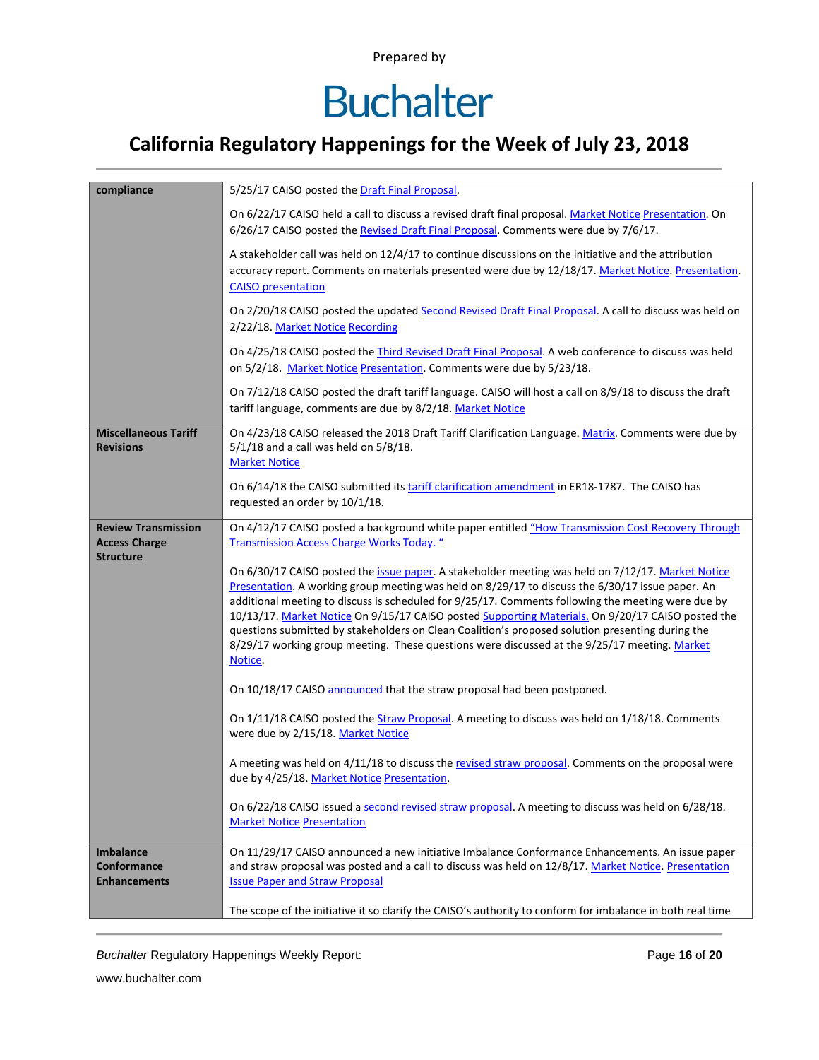Prepared by

# Buchalter

## California Regulatory Happenings for the Week of July 23, 2018

| compliance | 5/25/17 CAISO posted the Draft Final Proposal.<br><br>On 6/22/17 CAISO held a call to discuss a revised draft final proposal. Market Notice Presentation. On 6/26/17 CAISO posted the Revised Draft Final Proposal. Comments were due by 7/6/17.<br><br>A stakeholder call was held on 12/4/17 to continue discussions on the initiative and the attribution accuracy report. Comments on materials presented were due by 12/18/17. Market Notice. Presentation. CAISO presentation<br><br>On 2/20/18 CAISO posted the updated Second Revised Draft Final Proposal. A call to discuss was held on 2/22/18. Market Notice Recording<br><br>On 4/25/18 CAISO posted the Third Revised Draft Final Proposal. A web conference to discuss was held on 5/2/18. Market Notice Presentation. Comments were due by 5/23/18.<br><br>On 7/12/18 CAISO posted the draft tariff language. CAISO will host a call on 8/9/18 to discuss the draft tariff language, comments are due by 8/2/18. Market Notice |
|---|---|
| **Miscellaneous Tariff Revisions** | On 4/23/18 CAISO released the 2018 Draft Tariff Clarification Language. Matrix. Comments were due by 5/1/18 and a call was held on 5/8/18.<br>Market Notice<br><br>On 6/14/18 the CAISO submitted its tariff clarification amendment in ER18-1787. The CAISO has requested an order by 10/1/18. |
| **Review Transmission Access Charge Structure** | On 4/12/17 CAISO posted a background white paper entitled "How Transmission Cost Recovery Through Transmission Access Charge Works Today. "<br><br>On 6/30/17 CAISO posted the issue paper. A stakeholder meeting was held on 7/12/17. Market Notice Presentation. A working group meeting was held on 8/29/17 to discuss the 6/30/17 issue paper. An additional meeting to discuss is scheduled for 9/25/17. Comments following the meeting were due by 10/13/17. Market Notice On 9/15/17 CAISO posted Supporting Materials. On 9/20/17 CAISO posted the questions submitted by stakeholders on Clean Coalition's proposed solution presenting during the 8/29/17 working group meeting. These questions were discussed at the 9/25/17 meeting. Market Notice.<br><br>On 10/18/17 CAISO announced that the straw proposal had been postponed.<br><br>On 1/11/18 CAISO posted the Straw Proposal. A meeting to discuss was held on 1/18/18. Comments were due by 2/15/18. Market Notice<br><br>A meeting was held on 4/11/18 to discuss the revised straw proposal. Comments on the proposal were due by 4/25/18. Market Notice Presentation.<br><br>On 6/22/18 CAISO issued a second revised straw proposal. A meeting to discuss was held on 6/28/18. Market Notice Presentation |
| **Imbalance Conformance Enhancements** | On 11/29/17 CAISO announced a new initiative Imbalance Conformance Enhancements. An issue paper and straw proposal was posted and a call to discuss was held on 12/8/17. Market Notice. Presentation Issue Paper and Straw Proposal<br><br>The scope of the initiative it so clarify the CAISO's authority to conform for imbalance in both real time |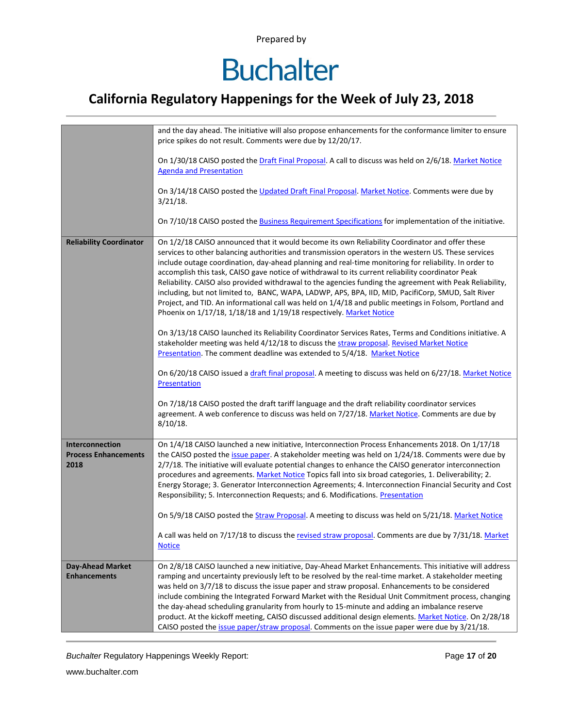| | |
|---|---|
| | and the day ahead. The initiative will also propose enhancements for the conformance limiter to ensure price spikes do not result. Comments were due by 12/20/17.<br><br>On 1/30/18 CAISO posted the Draft Final Proposal. A call to discuss was held on 2/6/18. Market Notice Agenda and Presentation<br><br>On 3/14/18 CAISO posted the Updated Draft Final Proposal. Market Notice. Comments were due by 3/21/18.<br><br>On 7/10/18 CAISO posted the Business Requirement Specifications for implementation of the initiative. |
| **Reliability Coordinator** | On 1/2/18 CAISO announced that it would become its own Reliability Coordinator and offer these services to other balancing authorities and transmission operators in the western US. These services include outage coordination, day-ahead planning and real-time monitoring for reliability. In order to accomplish this task, CAISO gave notice of withdrawal to its current reliability coordinator Peak Reliability. CAISO also provided withdrawal to the agencies funding the agreement with Peak Reliability, including, but not limited to, BANC, WAPA, LADWP, APS, BPA, IID, MID, PacifiCorp, SMUD, Salt River Project, and TID. An informational call was held on 1/4/18 and public meetings in Folsom, Portland and Phoenix on 1/17/18, 1/18/18 and 1/19/18 respectively. Market Notice<br><br>On 3/13/18 CAISO launched its Reliability Coordinator Services Rates, Terms and Conditions initiative. A stakeholder meeting was held 4/12/18 to discuss the straw proposal. Revised Market Notice Presentation. The comment deadline was extended to 5/4/18. Market Notice<br><br>On 6/20/18 CAISO issued a draft final proposal. A meeting to discuss was held on 6/27/18. Market Notice Presentation<br><br>On 7/18/18 CAISO posted the draft tariff language and the draft reliability coordinator services agreement. A web conference to discuss was held on 7/27/18. Market Notice. Comments are due by 8/10/18. |
| **Interconnection Process Enhancements 2018** | On 1/4/18 CAISO launched a new initiative, Interconnection Process Enhancements 2018. On 1/17/18 the CAISO posted the issue paper. A stakeholder meeting was held on 1/24/18. Comments were due by 2/7/18. The initiative will evaluate potential changes to enhance the CAISO generator interconnection procedures and agreements. Market Notice Topics fall into six broad categories, 1. Deliverability; 2. Energy Storage; 3. Generator Interconnection Agreements; 4. Interconnection Financial Security and Cost Responsibility; 5. Interconnection Requests; and 6. Modifications. Presentation<br><br>On 5/9/18 CAISO posted the Straw Proposal. A meeting to discuss was held on 5/21/18. Market Notice<br><br>A call was held on 7/17/18 to discuss the revised straw proposal. Comments are due by 7/31/18. Market Notice |
| **Day-Ahead Market Enhancements** | On 2/8/18 CAISO launched a new initiative, Day-Ahead Market Enhancements. This initiative will address ramping and uncertainty previously left to be resolved by the real-time market. A stakeholder meeting was held on 3/7/18 to discuss the issue paper and straw proposal. Enhancements to be considered include combining the Integrated Forward Market with the Residual Unit Commitment process, changing the day-ahead scheduling granularity from hourly to 15-minute and adding an imbalance reserve product. At the kickoff meeting, CAISO discussed additional design elements. Market Notice. On 2/28/18 CAISO posted the issue paper/straw proposal. Comments on the issue paper were due by 3/21/18. |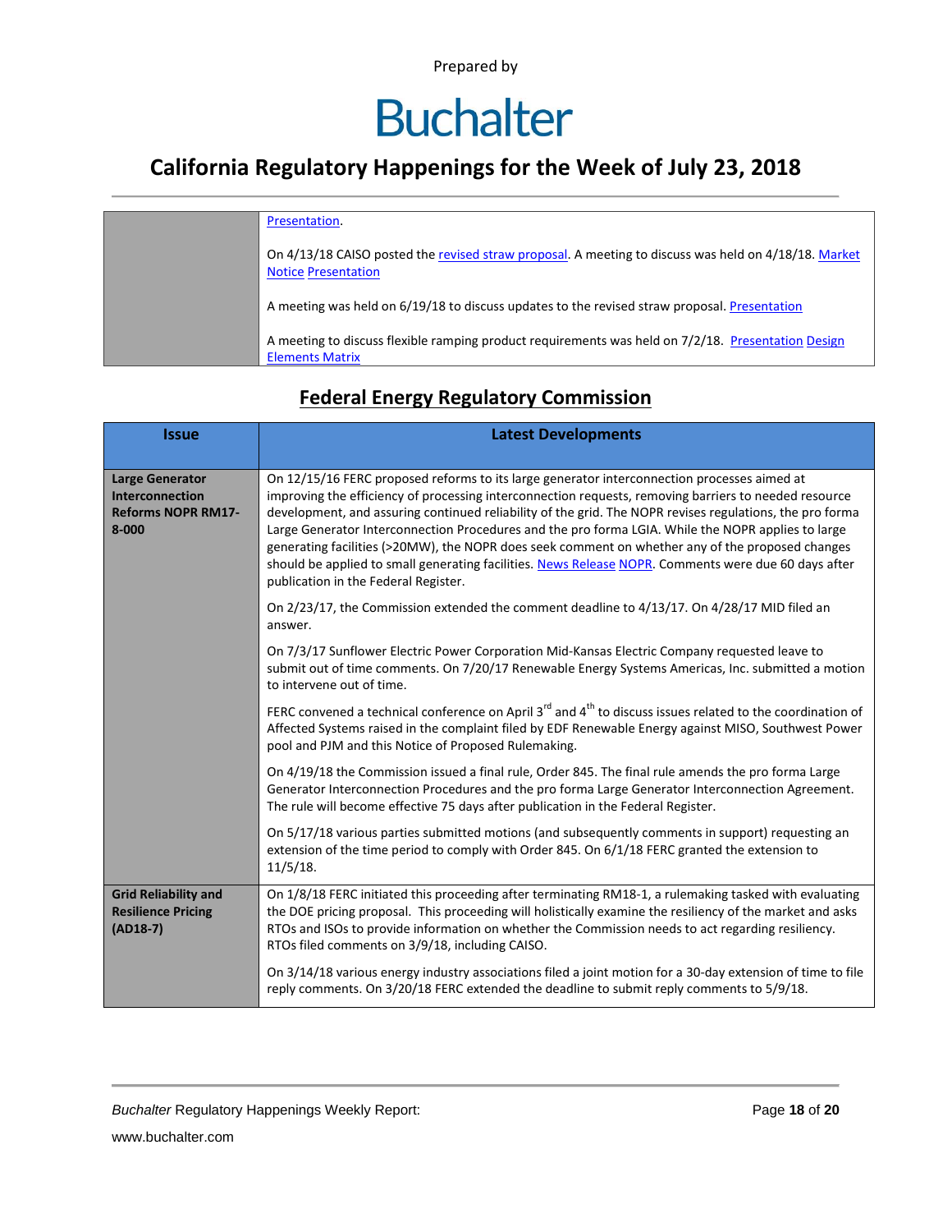| | |
|---|---|
| | Presentation.<br><br>On 4/13/18 CAISO posted the revised straw proposal. A meeting to discuss was held on 4/18/18. Market Notice Presentation<br><br>A meeting was held on 6/19/18 to discuss updates to the revised straw proposal. Presentation<br><br>A meeting to discuss flexible ramping product requirements was held on 7/2/18. Presentation Design Elements Matrix |

## Federal Energy Regulatory Commission

| Issue | Latest Developments |
|---|---|
| **Large Generator Interconnection Reforms NOPR RM17-8-000** | On 12/15/16 FERC proposed reforms to its large generator interconnection processes aimed at improving the efficiency of processing interconnection requests, removing barriers to needed resource development, and assuring continued reliability of the grid. The NOPR revises regulations, the pro forma Large Generator Interconnection Procedures and the pro forma LGIA. While the NOPR applies to large generating facilities (>20MW), the NOPR does seek comment on whether any of the proposed changes should be applied to small generating facilities. News Release NOPR. Comments were due 60 days after publication in the Federal Register.<br><br>On 2/23/17, the Commission extended the comment deadline to 4/13/17. On 4/28/17 MID filed an answer.<br><br>On 7/3/17 Sunflower Electric Power Corporation Mid-Kansas Electric Company requested leave to submit out of time comments. On 7/20/17 Renewable Energy Systems Americas, Inc. submitted a motion to intervene out of time.<br><br>FERC convened a technical conference on April 3rd and 4th to discuss issues related to the coordination of Affected Systems raised in the complaint filed by EDF Renewable Energy against MISO, Southwest Power pool and PJM and this Notice of Proposed Rulemaking.<br><br>On 4/19/18 the Commission issued a final rule, Order 845. The final rule amends the pro forma Large Generator Interconnection Procedures and the pro forma Large Generator Interconnection Agreement. The rule will become effective 75 days after publication in the Federal Register.<br><br>On 5/17/18 various parties submitted motions (and subsequently comments in support) requesting an extension of the time period to comply with Order 845. On 6/1/18 FERC granted the extension to 11/5/18. |
| **Grid Reliability and Resilience Pricing (AD18-7)** | On 1/8/18 FERC initiated this proceeding after terminating RM18-1, a rulemaking tasked with evaluating the DOE pricing proposal. This proceeding will holistically examine the resiliency of the market and asks RTOs and ISOs to provide information on whether the Commission needs to act regarding resiliency. RTOs filed comments on 3/9/18, including CAISO.<br><br>On 3/14/18 various energy industry associations filed a joint motion for a 30-day extension of time to file reply comments. On 3/20/18 FERC extended the deadline to submit reply comments to 5/9/18. |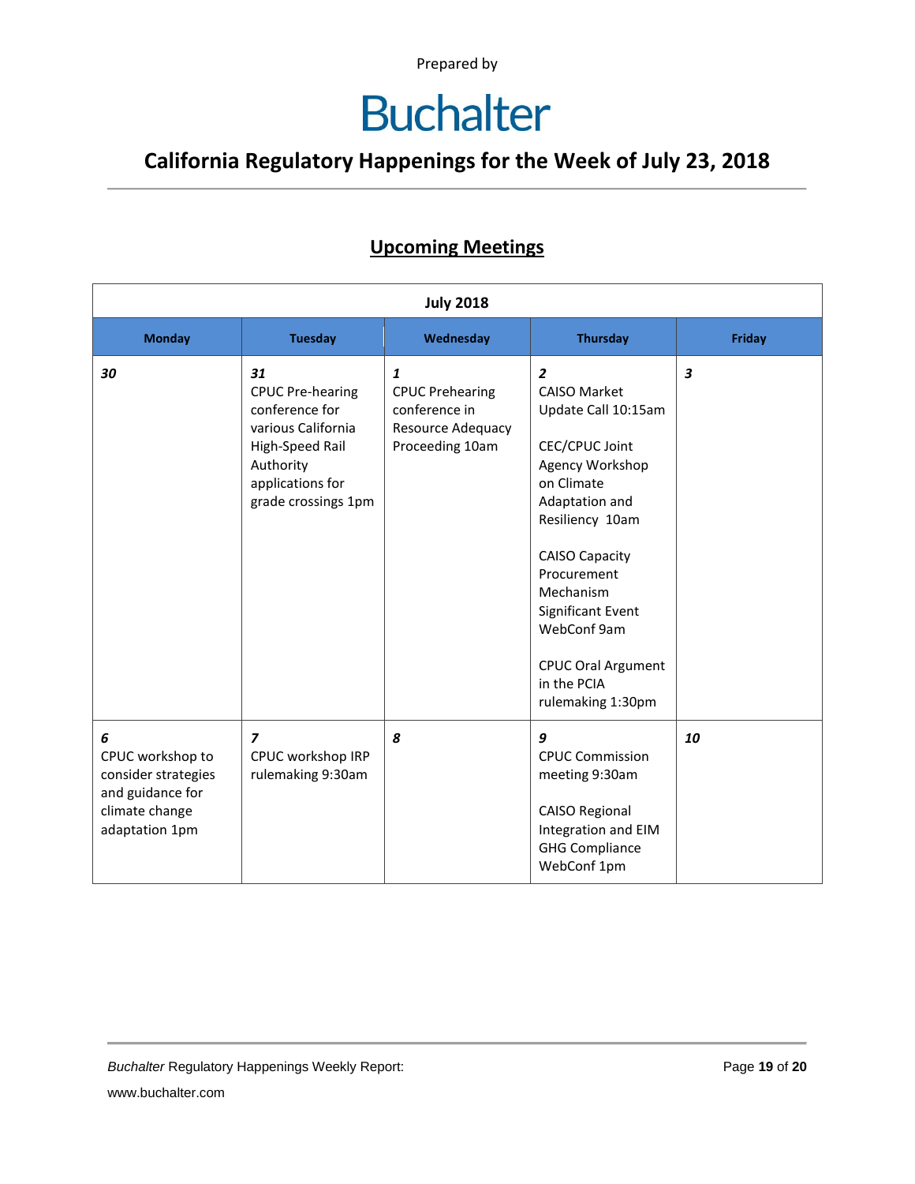Prepared by

# Buchalter

## California Regulatory Happenings for the Week of July 23, 2018

### Upcoming Meetings

| July 2018 | | | | |
|---|---|---|---|---|
| **Monday** | **Tuesday** | **Wednesday** | **Thursday** | **Friday** |
| ***30*** | ***31*** CPUC Pre-hearing conference for various California High-Speed Rail Authority applications for grade crossings 1pm | ***1*** CPUC Prehearing conference in Resource Adequacy Proceeding 10am | ***2*** CAISO Market Update Call 10:15am<br><br>CEC/CPUC Joint Agency Workshop on Climate Adaptation and Resiliency 10am<br><br>CAISO Capacity Procurement Mechanism Significant Event WebConf 9am<br><br>CPUC Oral Argument in the PCIA rulemaking 1:30pm | ***3*** |
| ***6*** CPUC workshop to consider strategies and guidance for climate change adaptation 1pm | ***7*** CPUC workshop IRP rulemaking 9:30am | ***8*** | ***9*** CPUC Commission meeting 9:30am<br><br>CAISO Regional Integration and EIM GHG Compliance WebConf 1pm | ***10*** |

*Buchalter* Regulatory Happenings Weekly Report:

www.buchalter.com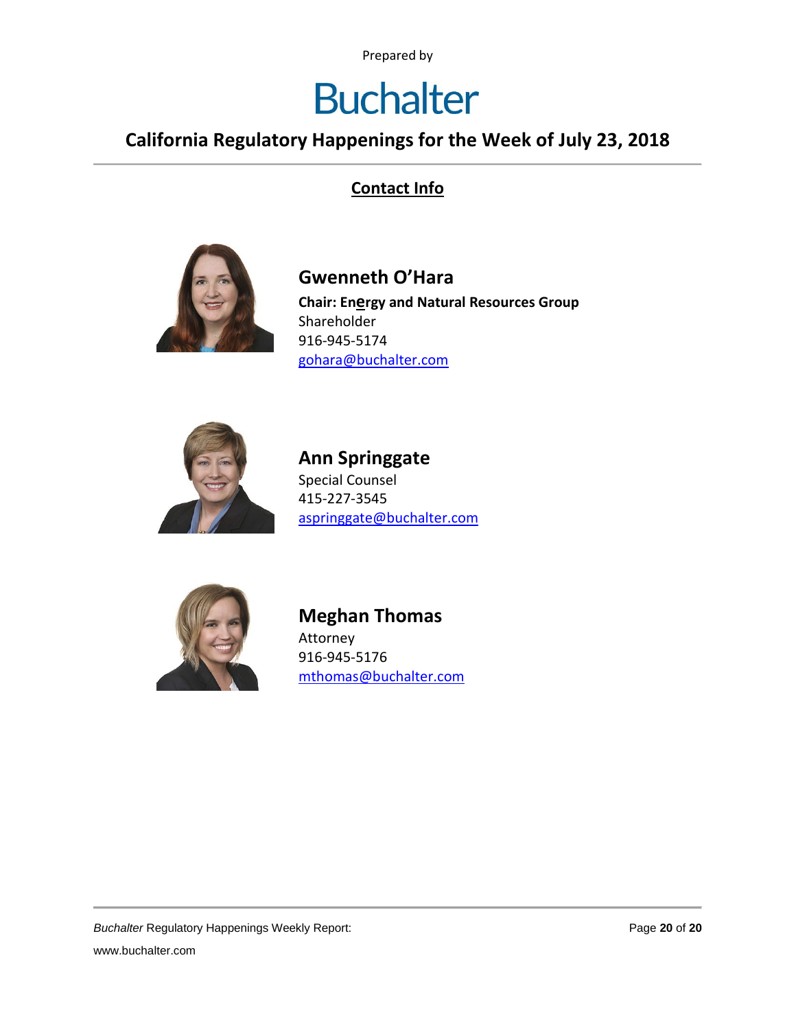Prepared by

# Buchalter

## California Regulatory Happenings for the Week of July 23, 2018

**Contact Info**

### Gwenneth O'Hara

**Chair: Energy and Natural Resources Group**
Shareholder
916-945-5174
gohara@buchalter.com

### Ann Springgate

Special Counsel
415-227-3545
aspringgate@buchalter.com

### Meghan Thomas

Attorney
916-945-5176
mthomas@buchalter.com